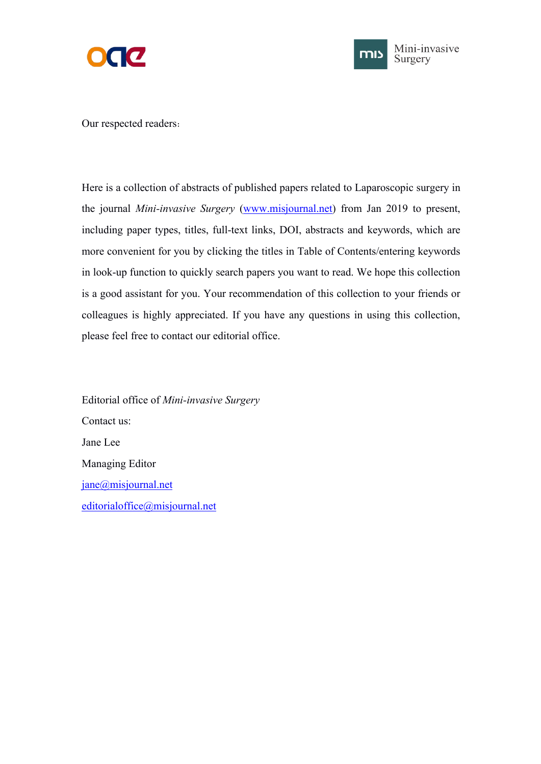Our respected readers:

Here is a collection of abstracts of published papers related to Laparoscopic surgery in the journal *Mini-invasive Surgery* (www.misjournal.net) from Jan 2019 to present, including paper types, titles, full-text links, DOI, abstracts and keywords, which are more convenient for you by clicking the titles in Table of Contents/entering keywords in look-up function to quickly search papers you want to read. We hope this collection is a good assistant for you. Your recommendation of this collection to your friends or colleagues is highly appreciated. If you have any questions in using this collection, please feel free to contact our editorial office.

Editorial office of *Mini-invasive Surgery*

Contact us:

Jane Lee

Managing Editor

jane@misjournal.net

editorialoffice@misjournal.net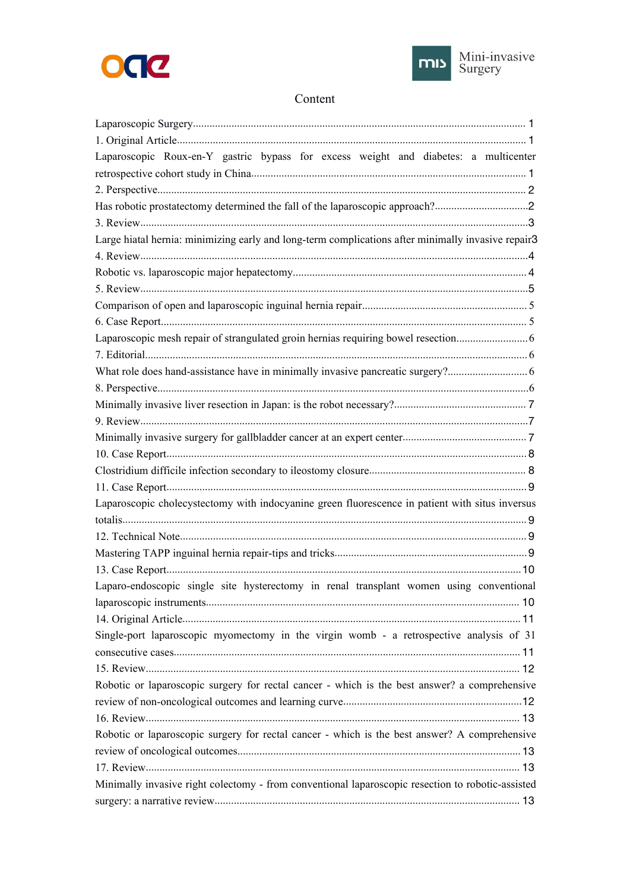# Content

Laparoscopic Surgery........................................................................................................................ 1

1. Original Article............................................................................................................................. 1

Laparoscopic Roux-en-Y gastric bypass for excess weight and diabetes: a multicenter retrospective cohort study in China.................................................................................................. 1

2. Perspective..................................................................................................................................... 2

Has robotic prostatectomy determined the fall of the laparoscopic approach?.................................2

3. Review............................................................................................................................................3

Large hiatal hernia: minimizing early and long-term complications after minimally invasive repair3

4. Review............................................................................................................................................4

Robotic vs. laparoscopic major hepatectomy.................................................................................... 4

5. Review............................................................................................................................................5

Comparison of open and laparoscopic inguinal hernia repair............................................................ 5

6. Case Report.................................................................................................................................... 5

Laparoscopic mesh repair of strangulated groin hernias requiring bowel resection.......................... 6

7. Editorial.......................................................................................................................................... 6

What role does hand-assistance have in minimally invasive pancreatic surgery?............................. 6

8. Perspective......................................................................................................................................6

Minimally invasive liver resection in Japan: is the robot necessary?................................................ 7

9. Review............................................................................................................................................7

Minimally invasive surgery for gallbladder cancer at an expert center............................................. 7

10. Case Report.................................................................................................................................. 8

Clostridium difficile infection secondary to ileostomy closure......................................................... 8

11. Case Report.................................................................................................................................. 9

Laparoscopic cholecystectomy with indocyanine green fluorescence in patient with situs inversus totalis................................................................................................................................................. 9

12. Technical Note.............................................................................................................................. 9

Mastering TAPP inguinal hernia repair-tips and tricks......................................................................9

13. Case Report................................................................................................................................ 10

Laparo-endoscopic single site hysterectomy in renal transplant women using conventional laparoscopic instruments................................................................................................................. 10

14. Original Article........................................................................................................................... 11

Single-port laparoscopic myomectomy in the virgin womb - a retrospective analysis of 31 consecutive cases............................................................................................................................ 11

15. Review........................................................................................................................................ 12

Robotic or laparoscopic surgery for rectal cancer - which is the best answer? a comprehensive review of non-oncological outcomes and learning curve.................................................................12

16. Review........................................................................................................................................ 13

Robotic or laparoscopic surgery for rectal cancer - which is the best answer? A comprehensive review of oncological outcomes...................................................................................................... 13

17. Review........................................................................................................................................ 13

Minimally invasive right colectomy - from conventional laparoscopic resection to robotic-assisted surgery: a narrative review.............................................................................................................. 13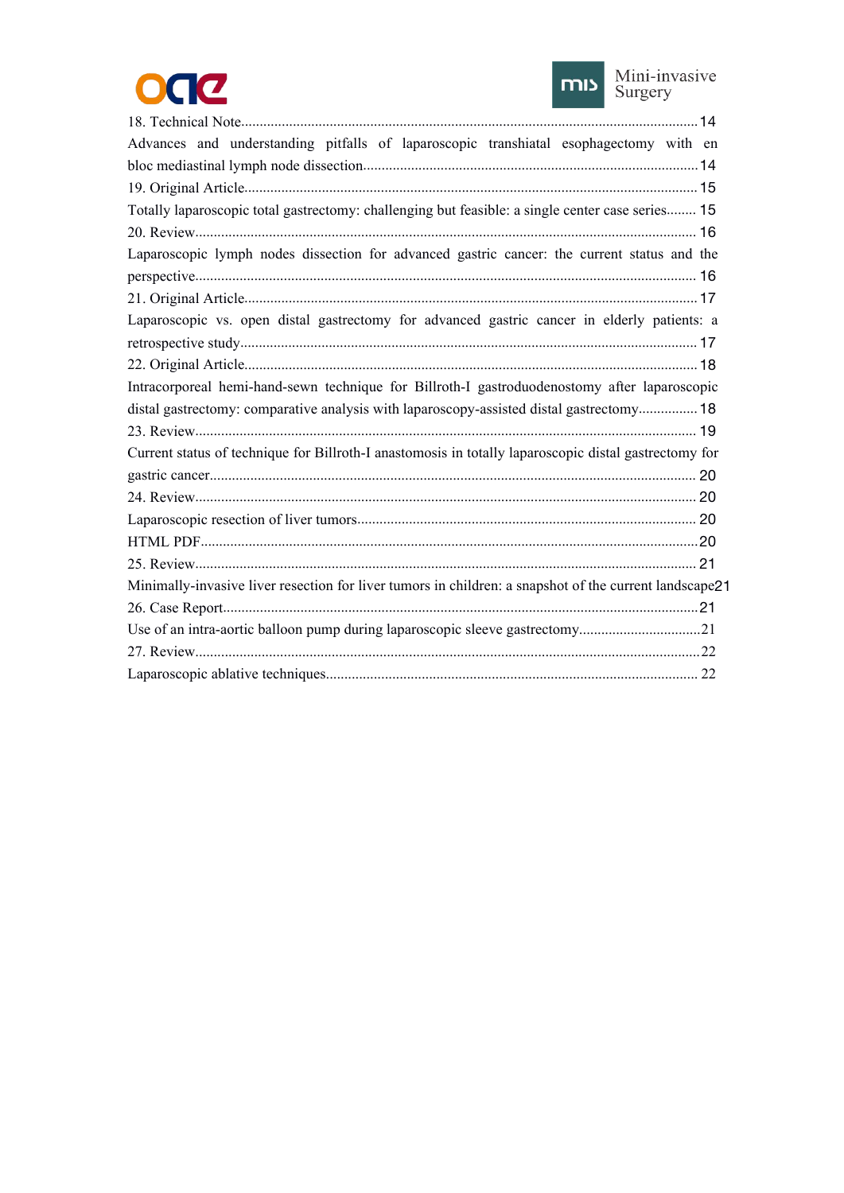18. Technical Note.......................................................................................................................14

Advances and understanding pitfalls of laparoscopic transhiatal esophagectomy with en bloc mediastinal lymph node dissection.........................................................................................14

19. Original Article.......................................................................................................................15

Totally laparoscopic total gastrectomy: challenging but feasible: a single center case series........ 15

20. Review.......................................................................................................................................16

Laparoscopic lymph nodes dissection for advanced gastric cancer: the current status and the perspective.......................................................................................................................................16

21. Original Article.......................................................................................................................17

Laparoscopic vs. open distal gastrectomy for advanced gastric cancer in elderly patients: a retrospective study..........................................................................................................................17

22. Original Article.......................................................................................................................18

Intracorporeal hemi-hand-sewn technique for Billroth-I gastroduodenostomy after laparoscopic distal gastrectomy: comparative analysis with laparoscopy-assisted distal gastrectomy................18

23. Review.......................................................................................................................................19

Current status of technique for Billroth-I anastomosis in totally laparoscopic distal gastrectomy for gastric cancer..................................................................................................................................20

24. Review.......................................................................................................................................20

Laparoscopic resection of liver tumors...........................................................................................20

HTML PDF.....................................................................................................................................20

25. Review.......................................................................................................................................21

Minimally-invasive liver resection for liver tumors in children: a snapshot of the current landscape21

26. Case Report...............................................................................................................................21

Use of an intra-aortic balloon pump during laparoscopic sleeve gastrectomy.................................21

27. Review.......................................................................................................................................22

Laparoscopic ablative techniques...................................................................................................22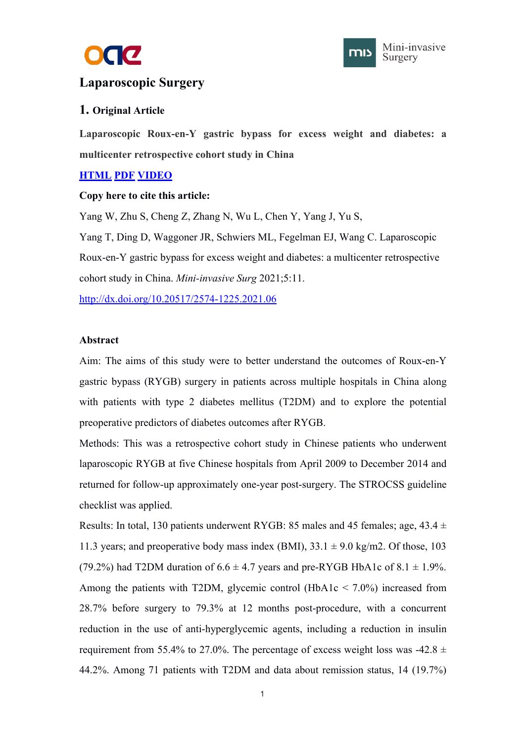# Laparoscopic Surgery

## 1. Original Article

**Laparoscopic Roux-en-Y gastric bypass for excess weight and diabetes: a multicenter retrospective cohort study in China**

HTML PDF VIDEO

**Copy here to cite this article:**

Yang W, Zhu S, Cheng Z, Zhang N, Wu L, Chen Y, Yang J, Yu S, Yang T, Ding D, Waggoner JR, Schwiers ML, Fegelman EJ, Wang C. Laparoscopic Roux-en-Y gastric bypass for excess weight and diabetes: a multicenter retrospective cohort study in China. *Mini-invasive Surg* 2021;5:11.

http://dx.doi.org/10.20517/2574-1225.2021.06

**Abstract**

Aim: The aims of this study were to better understand the outcomes of Roux-en-Y gastric bypass (RYGB) surgery in patients across multiple hospitals in China along with patients with type 2 diabetes mellitus (T2DM) and to explore the potential preoperative predictors of diabetes outcomes after RYGB.

Methods: This was a retrospective cohort study in Chinese patients who underwent laparoscopic RYGB at five Chinese hospitals from April 2009 to December 2014 and returned for follow-up approximately one-year post-surgery. The STROCSS guideline checklist was applied.

Results: In total, 130 patients underwent RYGB: 85 males and 45 females; age, 43.4 ± 11.3 years; and preoperative body mass index (BMI), 33.1 ± 9.0 kg/m2. Of those, 103 (79.2%) had T2DM duration of 6.6 ± 4.7 years and pre-RYGB HbA1c of 8.1 ± 1.9%. Among the patients with T2DM, glycemic control (HbA1c < 7.0%) increased from 28.7% before surgery to 79.3% at 12 months post-procedure, with a concurrent reduction in the use of anti-hyperglycemic agents, including a reduction in insulin requirement from 55.4% to 27.0%. The percentage of excess weight loss was -42.8 ± 44.2%. Among 71 patients with T2DM and data about remission status, 14 (19.7%)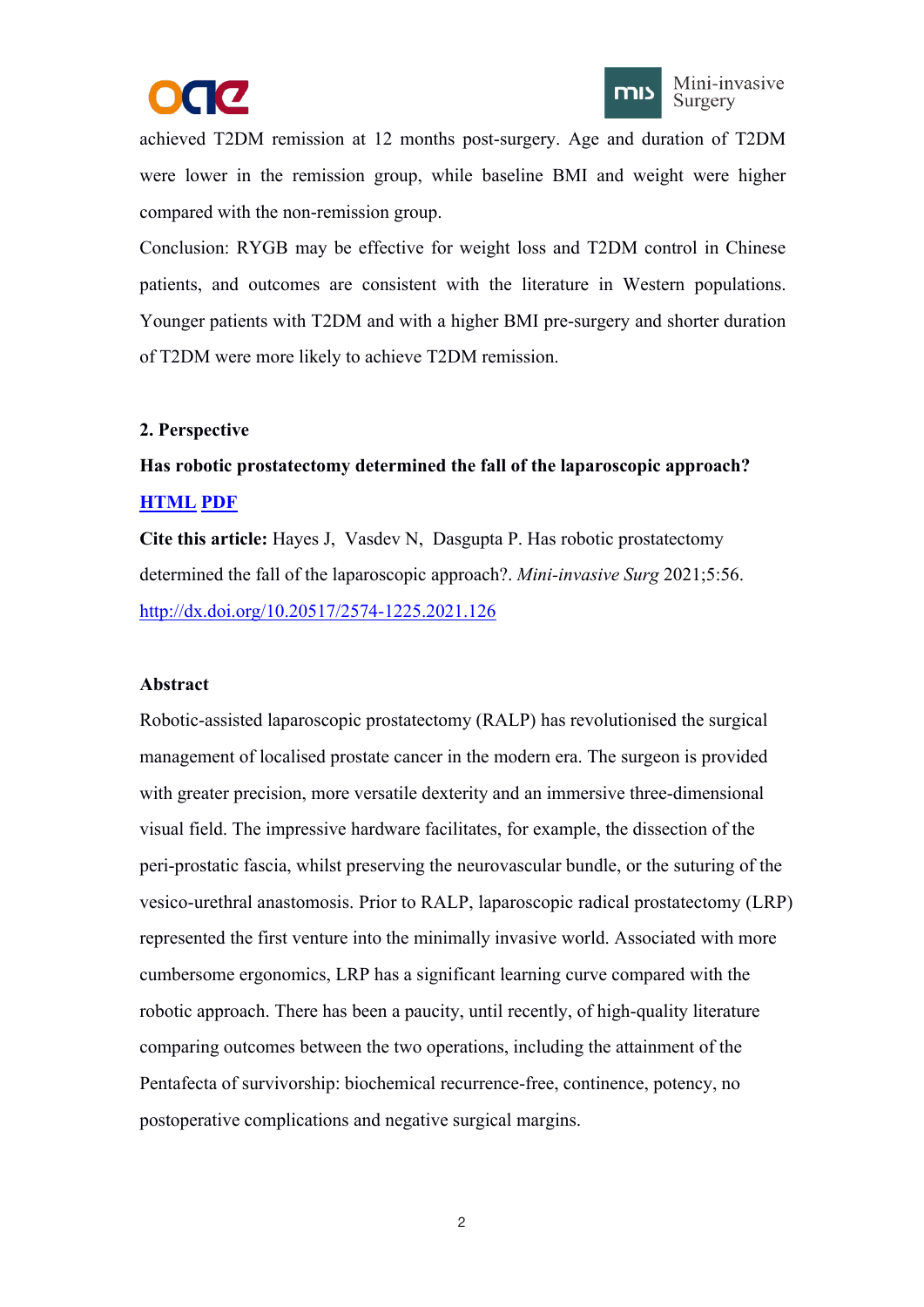achieved T2DM remission at 12 months post-surgery. Age and duration of T2DM were lower in the remission group, while baseline BMI and weight were higher compared with the non-remission group.

Conclusion: RYGB may be effective for weight loss and T2DM control in Chinese patients, and outcomes are consistent with the literature in Western populations. Younger patients with T2DM and with a higher BMI pre-surgery and shorter duration of T2DM were more likely to achieve T2DM remission.

## 2. Perspective

**Has robotic prostatectomy determined the fall of the laparoscopic approach?**

**[HTML](#) [PDF](#)**

**Cite this article:** Hayes J, Vasdev N, Dasgupta P. Has robotic prostatectomy determined the fall of the laparoscopic approach?. *Mini-invasive Surg* 2021;5:56. http://dx.doi.org/10.20517/2574-1225.2021.126

### Abstract

Robotic-assisted laparoscopic prostatectomy (RALP) has revolutionised the surgical management of localised prostate cancer in the modern era. The surgeon is provided with greater precision, more versatile dexterity and an immersive three-dimensional visual field. The impressive hardware facilitates, for example, the dissection of the peri-prostatic fascia, whilst preserving the neurovascular bundle, or the suturing of the vesico-urethral anastomosis. Prior to RALP, laparoscopic radical prostatectomy (LRP) represented the first venture into the minimally invasive world. Associated with more cumbersome ergonomics, LRP has a significant learning curve compared with the robotic approach. There has been a paucity, until recently, of high-quality literature comparing outcomes between the two operations, including the attainment of the Pentafecta of survivorship: biochemical recurrence-free, continence, potency, no postoperative complications and negative surgical margins.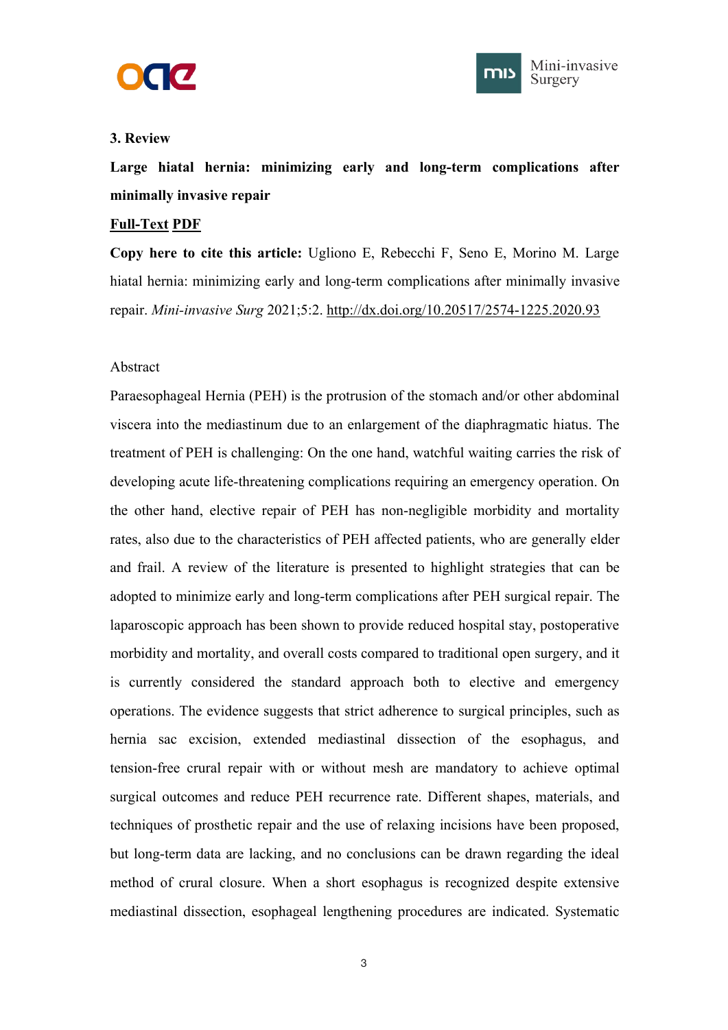**3. Review**

**Large hiatal hernia: minimizing early and long-term complications after minimally invasive repair**

**Full-Text PDF**

**Copy here to cite this article:** Ugliono E, Rebecchi F, Seno E, Morino M. Large hiatal hernia: minimizing early and long-term complications after minimally invasive repair. *Mini-invasive Surg* 2021;5:2. http://dx.doi.org/10.20517/2574-1225.2020.93

Abstract

Paraesophageal Hernia (PEH) is the protrusion of the stomach and/or other abdominal viscera into the mediastinum due to an enlargement of the diaphragmatic hiatus. The treatment of PEH is challenging: On the one hand, watchful waiting carries the risk of developing acute life-threatening complications requiring an emergency operation. On the other hand, elective repair of PEH has non-negligible morbidity and mortality rates, also due to the characteristics of PEH affected patients, who are generally elder and frail. A review of the literature is presented to highlight strategies that can be adopted to minimize early and long-term complications after PEH surgical repair. The laparoscopic approach has been shown to provide reduced hospital stay, postoperative morbidity and mortality, and overall costs compared to traditional open surgery, and it is currently considered the standard approach both to elective and emergency operations. The evidence suggests that strict adherence to surgical principles, such as hernia sac excision, extended mediastinal dissection of the esophagus, and tension-free crural repair with or without mesh are mandatory to achieve optimal surgical outcomes and reduce PEH recurrence rate. Different shapes, materials, and techniques of prosthetic repair and the use of relaxing incisions have been proposed, but long-term data are lacking, and no conclusions can be drawn regarding the ideal method of crural closure. When a short esophagus is recognized despite extensive mediastinal dissection, esophageal lengthening procedures are indicated. Systematic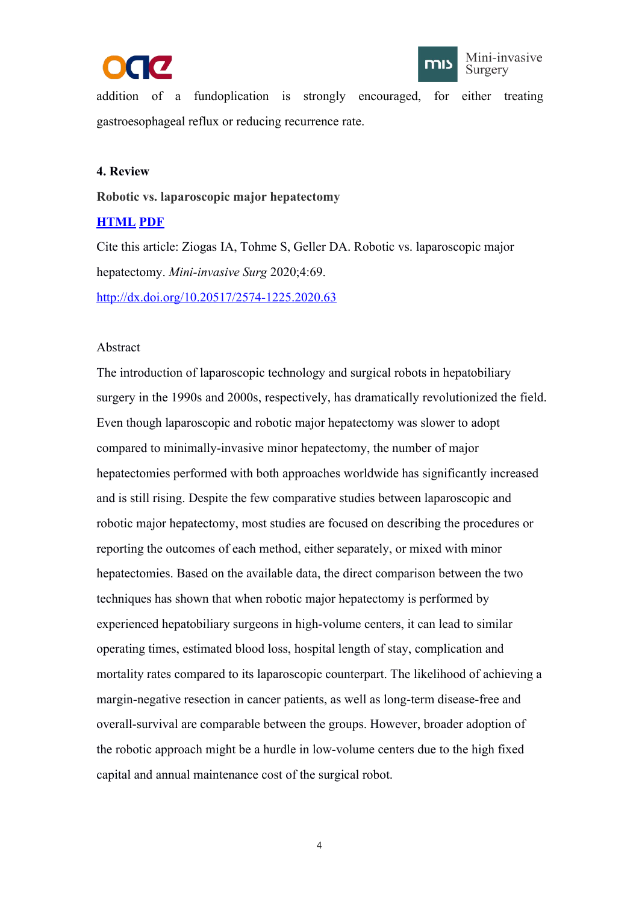addition of a fundoplication is strongly encouraged, for either treating gastroesophageal reflux or reducing recurrence rate.

**4. Review**

**Robotic vs. laparoscopic major hepatectomy**

**HTML PDF**

Cite this article: Ziogas IA, Tohme S, Geller DA. Robotic vs. laparoscopic major hepatectomy. *Mini-invasive Surg* 2020;4:69.

http://dx.doi.org/10.20517/2574-1225.2020.63

Abstract

The introduction of laparoscopic technology and surgical robots in hepatobiliary surgery in the 1990s and 2000s, respectively, has dramatically revolutionized the field. Even though laparoscopic and robotic major hepatectomy was slower to adopt compared to minimally-invasive minor hepatectomy, the number of major hepatectomies performed with both approaches worldwide has significantly increased and is still rising. Despite the few comparative studies between laparoscopic and robotic major hepatectomy, most studies are focused on describing the procedures or reporting the outcomes of each method, either separately, or mixed with minor hepatectomies. Based on the available data, the direct comparison between the two techniques has shown that when robotic major hepatectomy is performed by experienced hepatobiliary surgeons in high-volume centers, it can lead to similar operating times, estimated blood loss, hospital length of stay, complication and mortality rates compared to its laparoscopic counterpart. The likelihood of achieving a margin-negative resection in cancer patients, as well as long-term disease-free and overall-survival are comparable between the groups. However, broader adoption of the robotic approach might be a hurdle in low-volume centers due to the high fixed capital and annual maintenance cost of the surgical robot.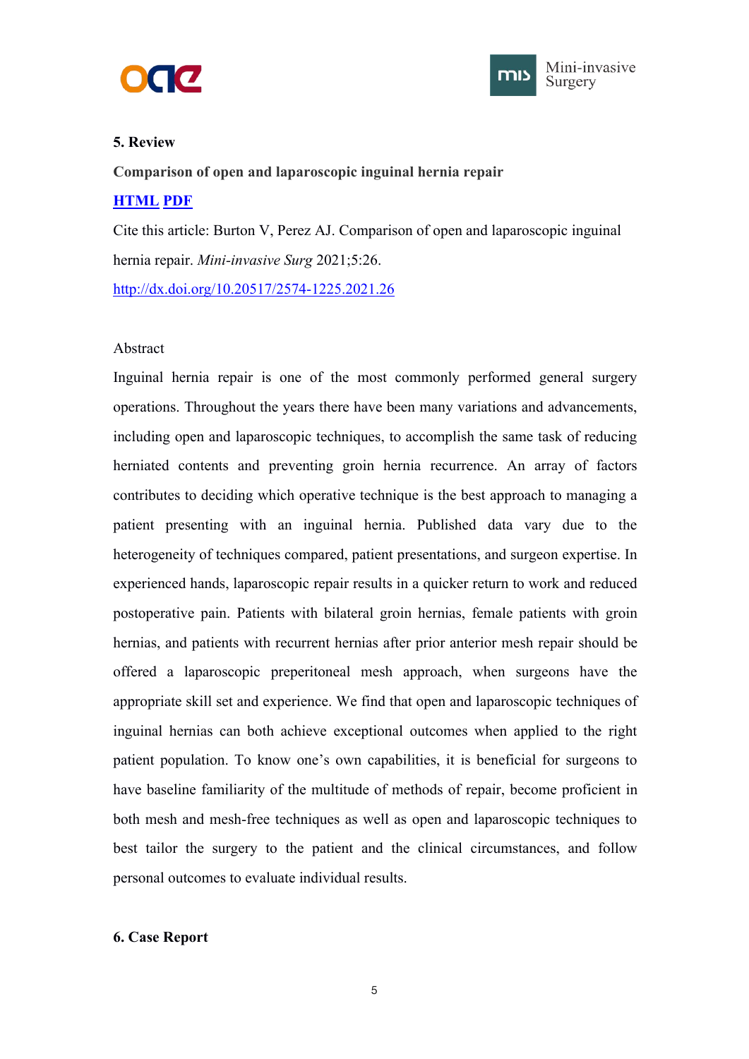**5. Review**

**Comparison of open and laparoscopic inguinal hernia repair**

[**HTML**](#) [**PDF**](#)

Cite this article: Burton V, Perez AJ. Comparison of open and laparoscopic inguinal hernia repair. *Mini-invasive Surg* 2021;5:26.

http://dx.doi.org/10.20517/2574-1225.2021.26

Abstract

Inguinal hernia repair is one of the most commonly performed general surgery operations. Throughout the years there have been many variations and advancements, including open and laparoscopic techniques, to accomplish the same task of reducing herniated contents and preventing groin hernia recurrence. An array of factors contributes to deciding which operative technique is the best approach to managing a patient presenting with an inguinal hernia. Published data vary due to the heterogeneity of techniques compared, patient presentations, and surgeon expertise. In experienced hands, laparoscopic repair results in a quicker return to work and reduced postoperative pain. Patients with bilateral groin hernias, female patients with groin hernias, and patients with recurrent hernias after prior anterior mesh repair should be offered a laparoscopic preperitoneal mesh approach, when surgeons have the appropriate skill set and experience. We find that open and laparoscopic techniques of inguinal hernias can both achieve exceptional outcomes when applied to the right patient population. To know one's own capabilities, it is beneficial for surgeons to have baseline familiarity of the multitude of methods of repair, become proficient in both mesh and mesh-free techniques as well as open and laparoscopic techniques to best tailor the surgery to the patient and the clinical circumstances, and follow personal outcomes to evaluate individual results.

**6. Case Report**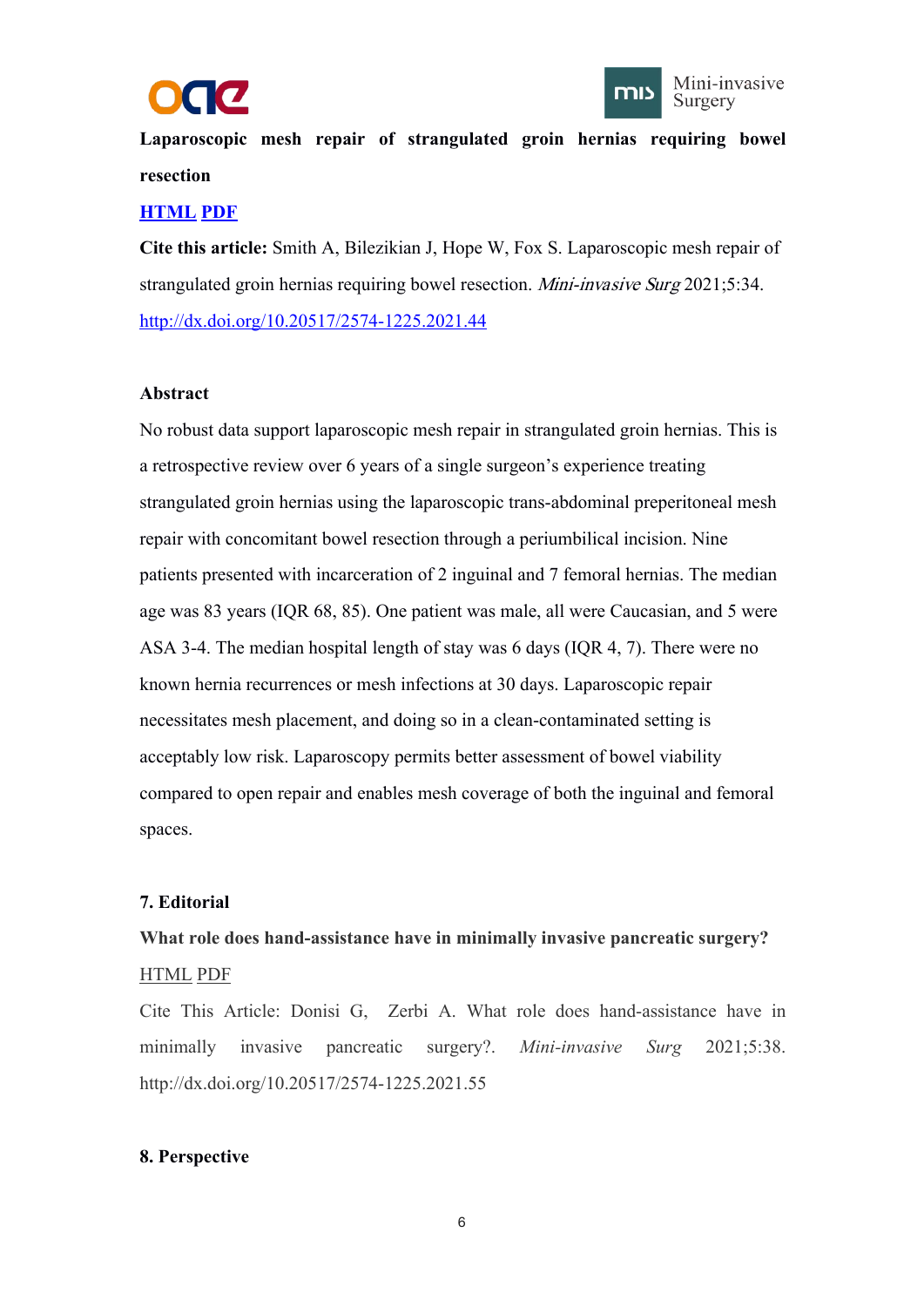**Laparoscopic mesh repair of strangulated groin hernias requiring bowel resection**

[HTML](#) [PDF](#)

**Cite this article:** Smith A, Bilezikian J, Hope W, Fox S. Laparoscopic mesh repair of strangulated groin hernias requiring bowel resection. *Mini-invasive Surg* 2021;5:34. http://dx.doi.org/10.20517/2574-1225.2021.44

**Abstract**

No robust data support laparoscopic mesh repair in strangulated groin hernias. This is a retrospective review over 6 years of a single surgeon's experience treating strangulated groin hernias using the laparoscopic trans-abdominal preperitoneal mesh repair with concomitant bowel resection through a periumbilical incision. Nine patients presented with incarceration of 2 inguinal and 7 femoral hernias. The median age was 83 years (IQR 68, 85). One patient was male, all were Caucasian, and 5 were ASA 3-4. The median hospital length of stay was 6 days (IQR 4, 7). There were no known hernia recurrences or mesh infections at 30 days. Laparoscopic repair necessitates mesh placement, and doing so in a clean-contaminated setting is acceptably low risk. Laparoscopy permits better assessment of bowel viability compared to open repair and enables mesh coverage of both the inguinal and femoral spaces.

**7. Editorial**

**What role does hand-assistance have in minimally invasive pancreatic surgery?**

HTML PDF

Cite This Article: Donisi G, Zerbi A. What role does hand-assistance have in minimally invasive pancreatic surgery?. *Mini-invasive Surg* 2021;5:38. http://dx.doi.org/10.20517/2574-1225.2021.55

**8. Perspective**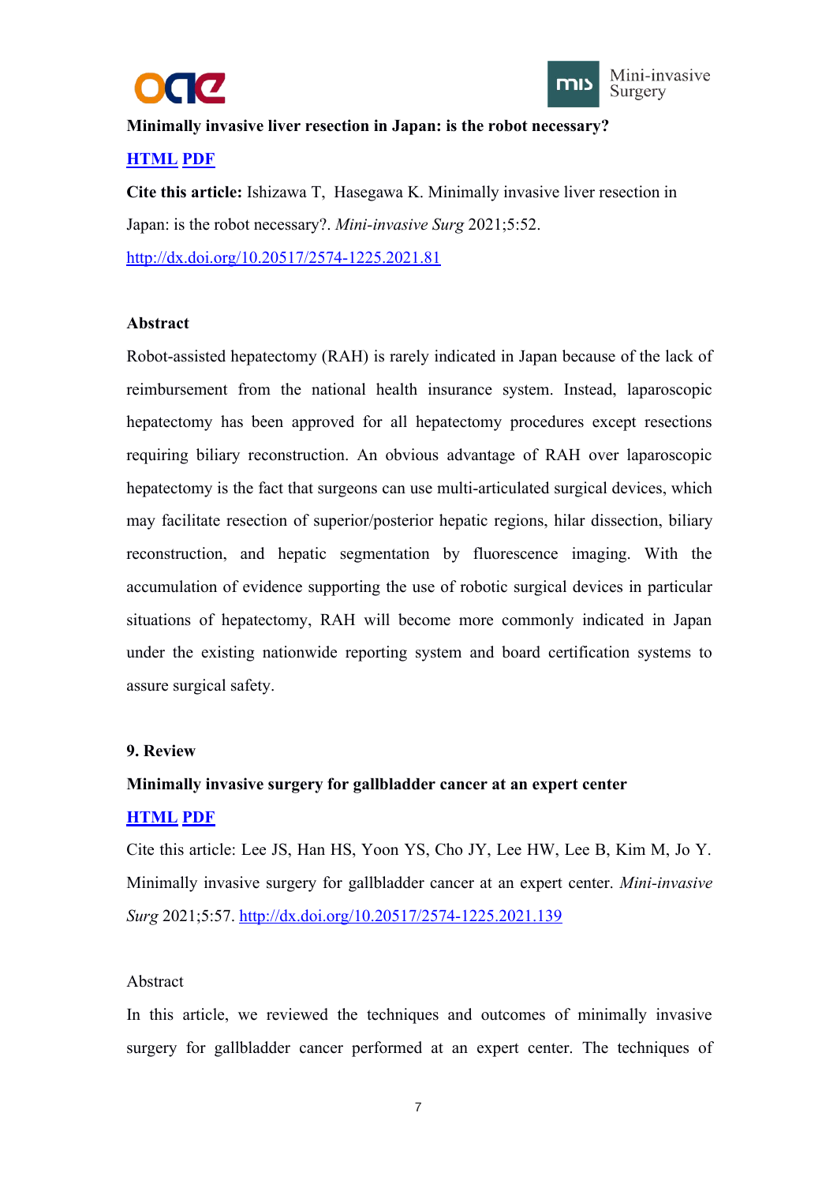**Minimally invasive liver resection in Japan: is the robot necessary?**

[HTML](#) [PDF](#)

**Cite this article:** Ishizawa T, Hasegawa K. Minimally invasive liver resection in Japan: is the robot necessary?. *Mini-invasive Surg* 2021;5:52. http://dx.doi.org/10.20517/2574-1225.2021.81

**Abstract**

Robot-assisted hepatectomy (RAH) is rarely indicated in Japan because of the lack of reimbursement from the national health insurance system. Instead, laparoscopic hepatectomy has been approved for all hepatectomy procedures except resections requiring biliary reconstruction. An obvious advantage of RAH over laparoscopic hepatectomy is the fact that surgeons can use multi-articulated surgical devices, which may facilitate resection of superior/posterior hepatic regions, hilar dissection, biliary reconstruction, and hepatic segmentation by fluorescence imaging. With the accumulation of evidence supporting the use of robotic surgical devices in particular situations of hepatectomy, RAH will become more commonly indicated in Japan under the existing nationwide reporting system and board certification systems to assure surgical safety.

**9. Review**

**Minimally invasive surgery for gallbladder cancer at an expert center**

[HTML](#) [PDF](#)

Cite this article: Lee JS, Han HS, Yoon YS, Cho JY, Lee HW, Lee B, Kim M, Jo Y. Minimally invasive surgery for gallbladder cancer at an expert center. *Mini-invasive Surg* 2021;5:57. http://dx.doi.org/10.20517/2574-1225.2021.139

Abstract

In this article, we reviewed the techniques and outcomes of minimally invasive surgery for gallbladder cancer performed at an expert center. The techniques of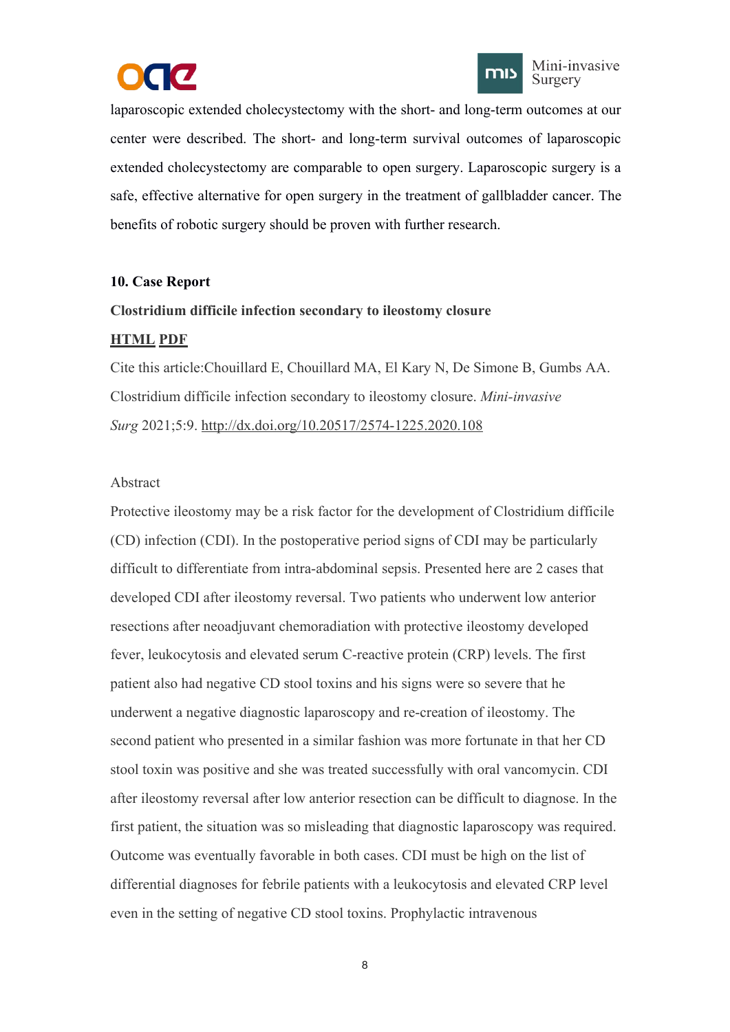laparoscopic extended cholecystectomy with the short- and long-term outcomes at our center were described. The short- and long-term survival outcomes of laparoscopic extended cholecystectomy are comparable to open surgery. Laparoscopic surgery is a safe, effective alternative for open surgery in the treatment of gallbladder cancer. The benefits of robotic surgery should be proven with further research.

**10. Case Report**

**Clostridium difficile infection secondary to ileostomy closure**

**HTML** **PDF**

Cite this article:Chouillard E, Chouillard MA, El Kary N, De Simone B, Gumbs AA. Clostridium difficile infection secondary to ileostomy closure. *Mini-invasive Surg* 2021;5:9. http://dx.doi.org/10.20517/2574-1225.2020.108

Abstract

Protective ileostomy may be a risk factor for the development of Clostridium difficile (CD) infection (CDI). In the postoperative period signs of CDI may be particularly difficult to differentiate from intra-abdominal sepsis. Presented here are 2 cases that developed CDI after ileostomy reversal. Two patients who underwent low anterior resections after neoadjuvant chemoradiation with protective ileostomy developed fever, leukocytosis and elevated serum C-reactive protein (CRP) levels. The first patient also had negative CD stool toxins and his signs were so severe that he underwent a negative diagnostic laparoscopy and re-creation of ileostomy. The second patient who presented in a similar fashion was more fortunate in that her CD stool toxin was positive and she was treated successfully with oral vancomycin. CDI after ileostomy reversal after low anterior resection can be difficult to diagnose. In the first patient, the situation was so misleading that diagnostic laparoscopy was required. Outcome was eventually favorable in both cases. CDI must be high on the list of differential diagnoses for febrile patients with a leukocytosis and elevated CRP level even in the setting of negative CD stool toxins. Prophylactic intravenous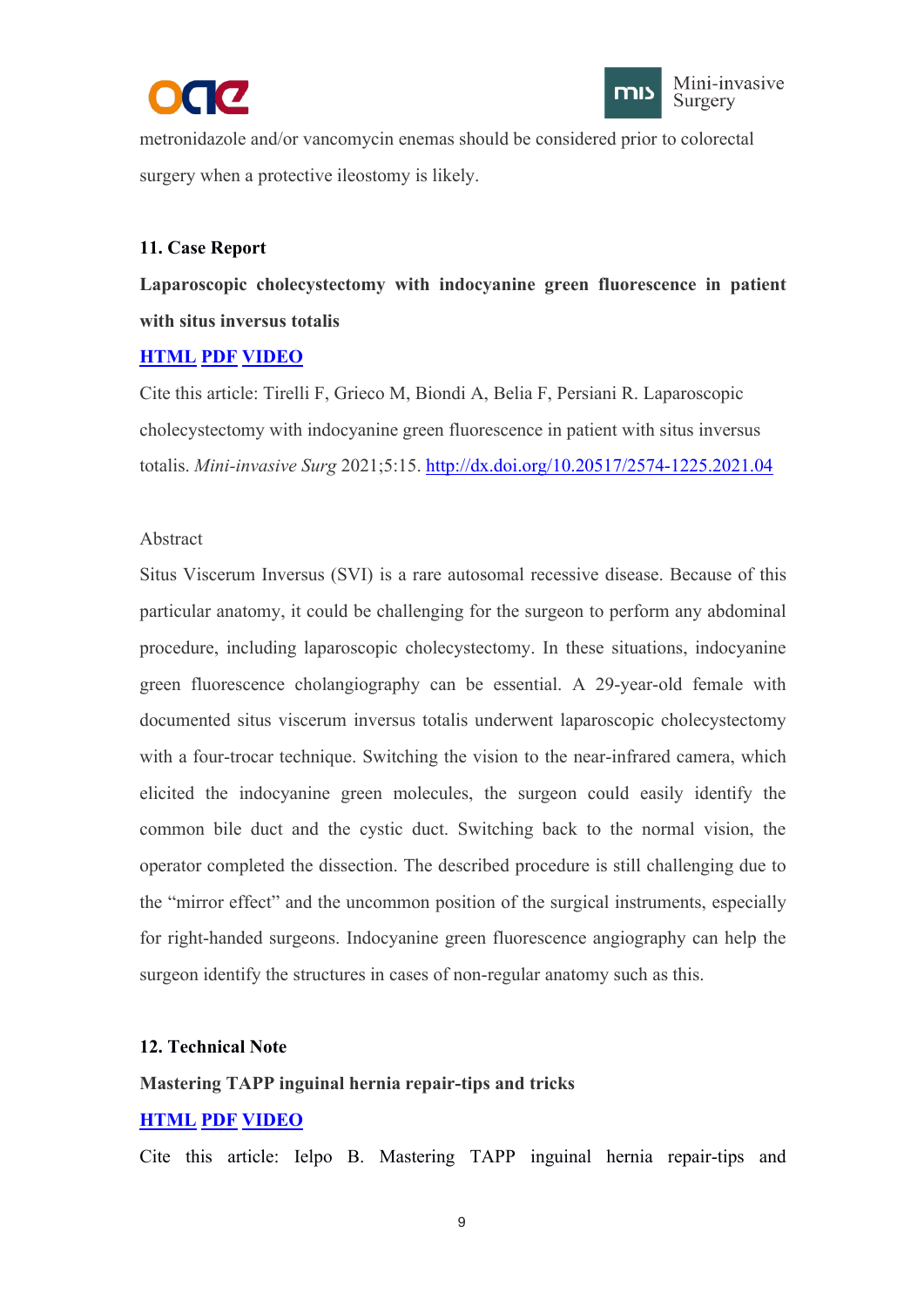metronidazole and/or vancomycin enemas should be considered prior to colorectal surgery when a protective ileostomy is likely.

**11. Case Report**

**Laparoscopic cholecystectomy with indocyanine green fluorescence in patient with situs inversus totalis**

**HTML PDF VIDEO**

Cite this article: Tirelli F, Grieco M, Biondi A, Belia F, Persiani R. Laparoscopic cholecystectomy with indocyanine green fluorescence in patient with situs inversus totalis. *Mini-invasive Surg* 2021;5:15. http://dx.doi.org/10.20517/2574-1225.2021.04

Abstract

Situs Viscerum Inversus (SVI) is a rare autosomal recessive disease. Because of this particular anatomy, it could be challenging for the surgeon to perform any abdominal procedure, including laparoscopic cholecystectomy. In these situations, indocyanine green fluorescence cholangiography can be essential. A 29-year-old female with documented situs viscerum inversus totalis underwent laparoscopic cholecystectomy with a four-trocar technique. Switching the vision to the near-infrared camera, which elicited the indocyanine green molecules, the surgeon could easily identify the common bile duct and the cystic duct. Switching back to the normal vision, the operator completed the dissection. The described procedure is still challenging due to the "mirror effect" and the uncommon position of the surgical instruments, especially for right-handed surgeons. Indocyanine green fluorescence angiography can help the surgeon identify the structures in cases of non-regular anatomy such as this.

**12. Technical Note**

**Mastering TAPP inguinal hernia repair-tips and tricks**

**HTML PDF VIDEO**

Cite this article: Ielpo B. Mastering TAPP inguinal hernia repair-tips and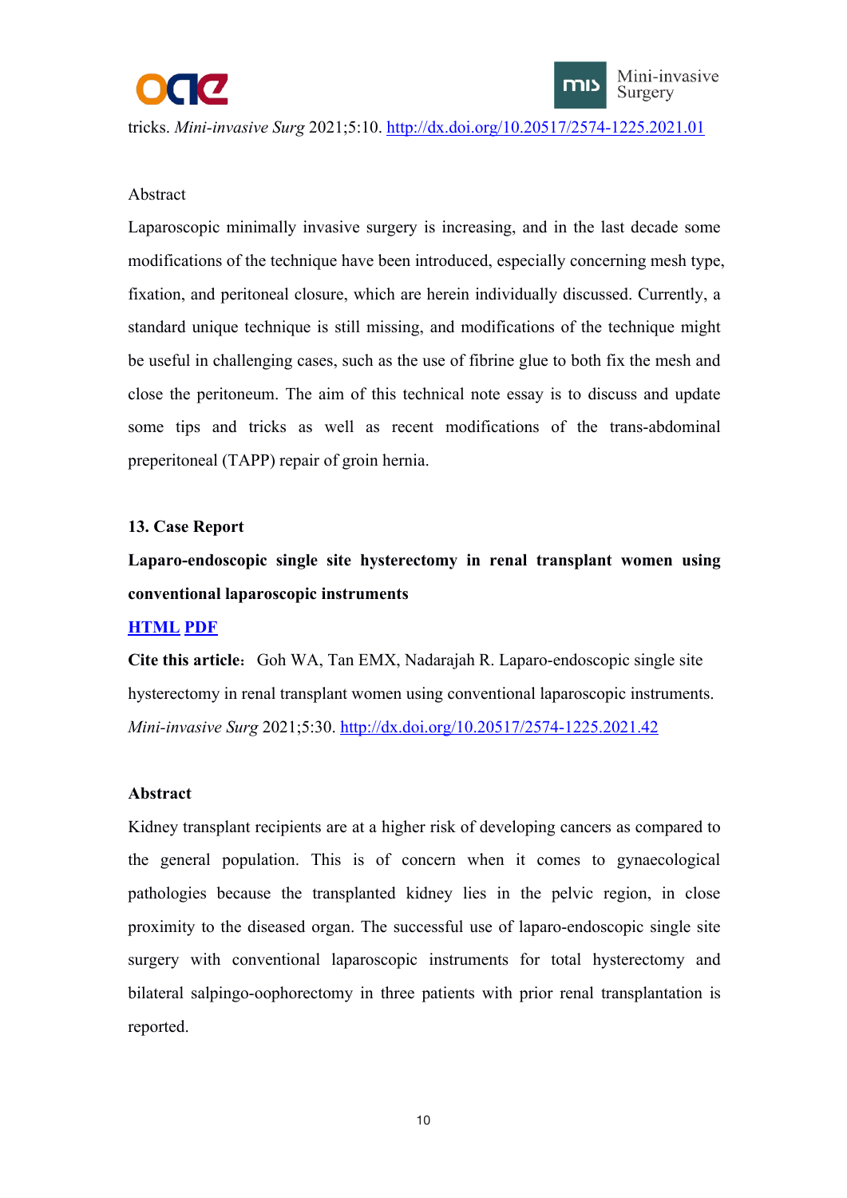tricks. *Mini-invasive Surg* 2021;5:10. http://dx.doi.org/10.20517/2574-1225.2021.01

Abstract

Laparoscopic minimally invasive surgery is increasing, and in the last decade some modifications of the technique have been introduced, especially concerning mesh type, fixation, and peritoneal closure, which are herein individually discussed. Currently, a standard unique technique is still missing, and modifications of the technique might be useful in challenging cases, such as the use of fibrine glue to both fix the mesh and close the peritoneum. The aim of this technical note essay is to discuss and update some tips and tricks as well as recent modifications of the trans-abdominal preperitoneal (TAPP) repair of groin hernia.

**13. Case Report**

**Laparo-endoscopic single site hysterectomy in renal transplant women using conventional laparoscopic instruments**

**HTML PDF**

**Cite this article:** Goh WA, Tan EMX, Nadarajah R. Laparo-endoscopic single site hysterectomy in renal transplant women using conventional laparoscopic instruments. *Mini-invasive Surg* 2021;5:30. http://dx.doi.org/10.20517/2574-1225.2021.42

**Abstract**

Kidney transplant recipients are at a higher risk of developing cancers as compared to the general population. This is of concern when it comes to gynaecological pathologies because the transplanted kidney lies in the pelvic region, in close proximity to the diseased organ. The successful use of laparo-endoscopic single site surgery with conventional laparoscopic instruments for total hysterectomy and bilateral salpingo-oophorectomy in three patients with prior renal transplantation is reported.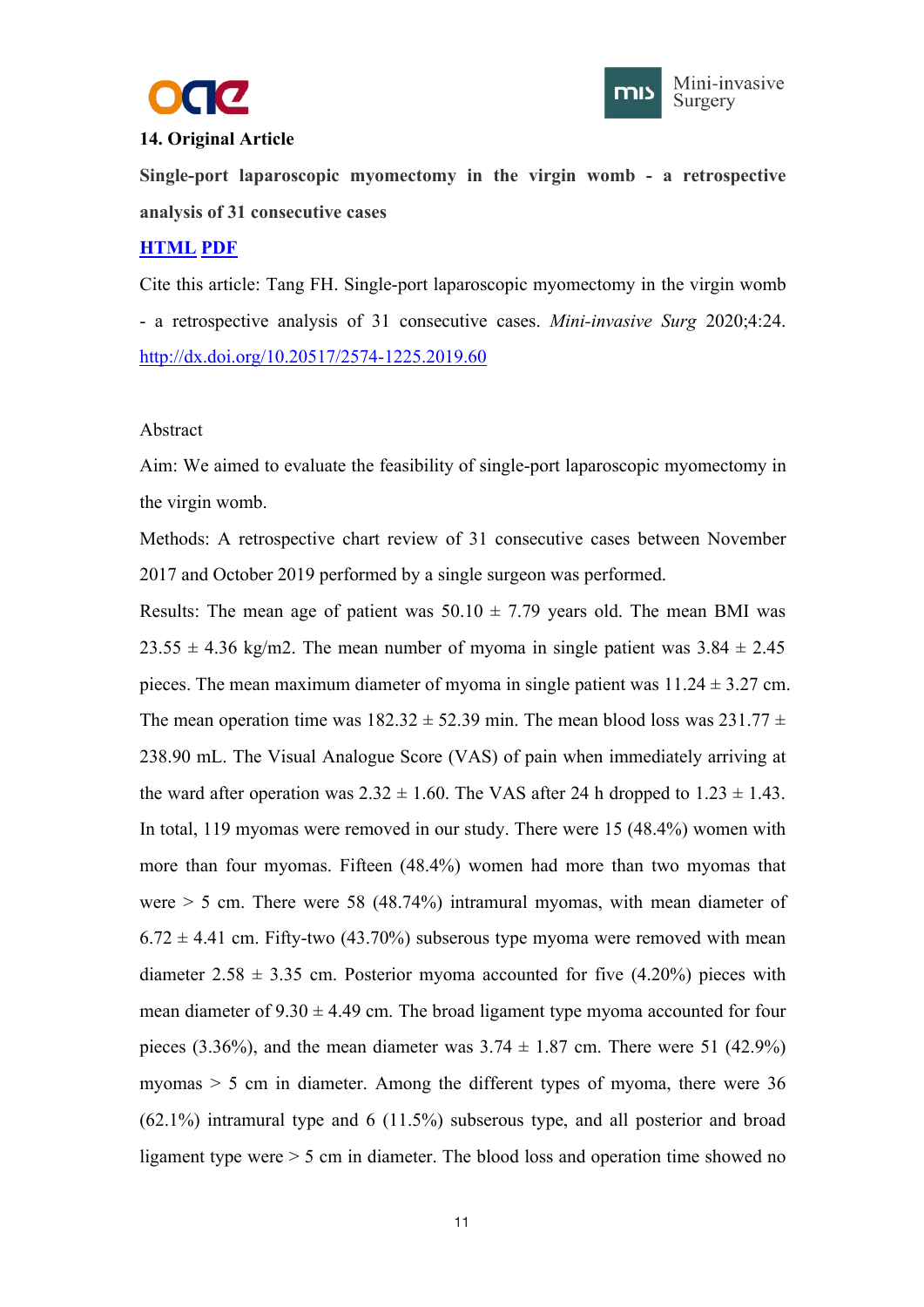**14. Original Article**

**Single-port laparoscopic myomectomy in the virgin womb - a retrospective analysis of 31 consecutive cases**

**HTML** **PDF**

Cite this article: Tang FH. Single-port laparoscopic myomectomy in the virgin womb - a retrospective analysis of 31 consecutive cases. *Mini-invasive Surg* 2020;4:24. http://dx.doi.org/10.20517/2574-1225.2019.60

Abstract

Aim: We aimed to evaluate the feasibility of single-port laparoscopic myomectomy in the virgin womb.

Methods: A retrospective chart review of 31 consecutive cases between November 2017 and October 2019 performed by a single surgeon was performed.

Results: The mean age of patient was 50.10 ± 7.79 years old. The mean BMI was 23.55 ± 4.36 kg/m2. The mean number of myoma in single patient was 3.84 ± 2.45 pieces. The mean maximum diameter of myoma in single patient was 11.24 ± 3.27 cm. The mean operation time was 182.32 ± 52.39 min. The mean blood loss was 231.77 ± 238.90 mL. The Visual Analogue Score (VAS) of pain when immediately arriving at the ward after operation was 2.32 ± 1.60. The VAS after 24 h dropped to 1.23 ± 1.43. In total, 119 myomas were removed in our study. There were 15 (48.4%) women with more than four myomas. Fifteen (48.4%) women had more than two myomas that were > 5 cm. There were 58 (48.74%) intramural myomas, with mean diameter of 6.72 ± 4.41 cm. Fifty-two (43.70%) subserous type myoma were removed with mean diameter 2.58 ± 3.35 cm. Posterior myoma accounted for five (4.20%) pieces with mean diameter of 9.30 ± 4.49 cm. The broad ligament type myoma accounted for four pieces (3.36%), and the mean diameter was 3.74 ± 1.87 cm. There were 51 (42.9%) myomas > 5 cm in diameter. Among the different types of myoma, there were 36 (62.1%) intramural type and 6 (11.5%) subserous type, and all posterior and broad ligament type were > 5 cm in diameter. The blood loss and operation time showed no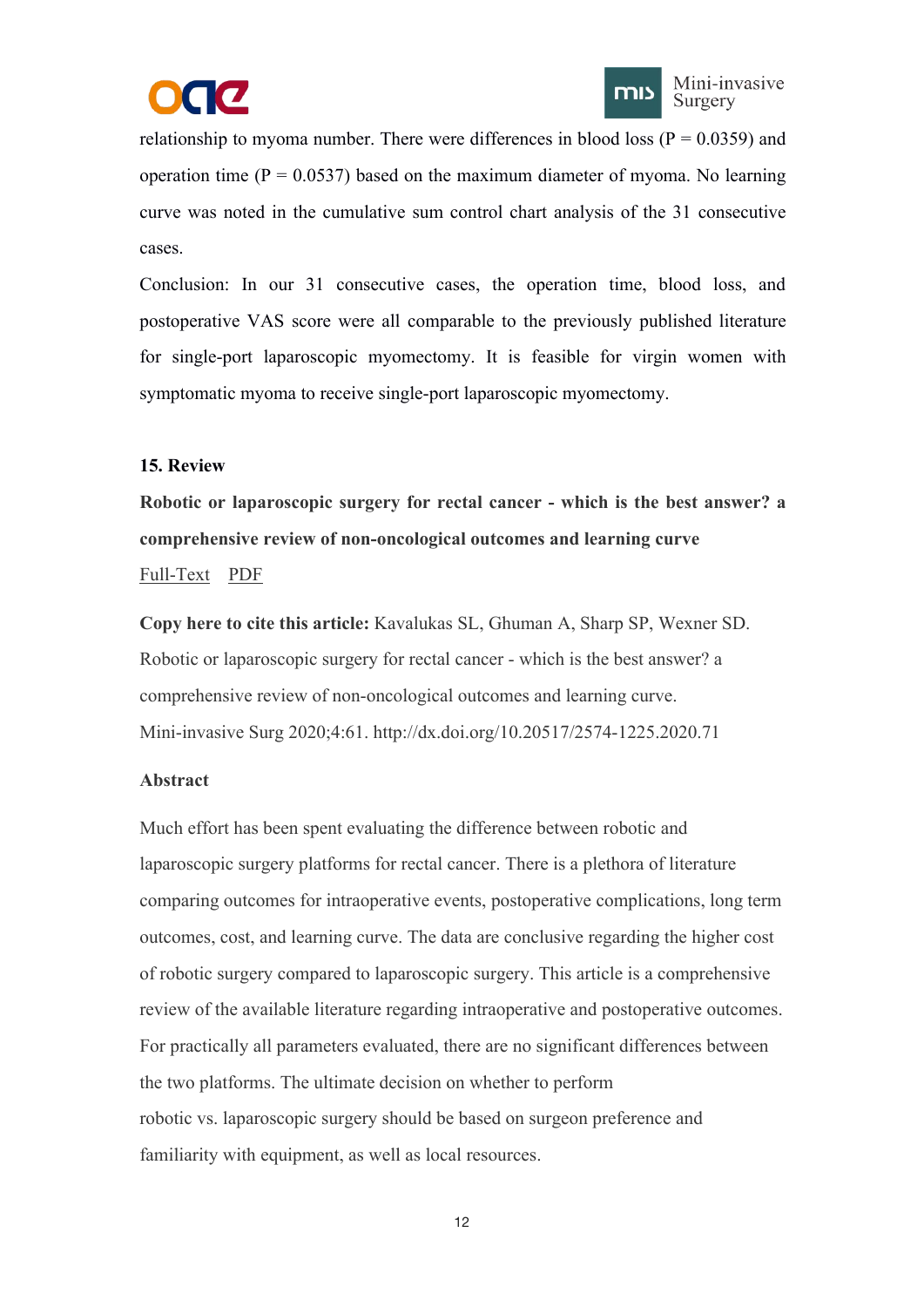relationship to myoma number. There were differences in blood loss (P = 0.0359) and operation time (P = 0.0537) based on the maximum diameter of myoma. No learning curve was noted in the cumulative sum control chart analysis of the 31 consecutive cases.

Conclusion: In our 31 consecutive cases, the operation time, blood loss, and postoperative VAS score were all comparable to the previously published literature for single-port laparoscopic myomectomy. It is feasible for virgin women with symptomatic myoma to receive single-port laparoscopic myomectomy.

**15. Review**

**Robotic or laparoscopic surgery for rectal cancer - which is the best answer? a comprehensive review of non-oncological outcomes and learning curve**

Full-Text PDF

**Copy here to cite this article:** Kavalukas SL, Ghuman A, Sharp SP, Wexner SD. Robotic or laparoscopic surgery for rectal cancer - which is the best answer? a comprehensive review of non-oncological outcomes and learning curve. Mini-invasive Surg 2020;4:61. http://dx.doi.org/10.20517/2574-1225.2020.71

**Abstract**

Much effort has been spent evaluating the difference between robotic and laparoscopic surgery platforms for rectal cancer. There is a plethora of literature comparing outcomes for intraoperative events, postoperative complications, long term outcomes, cost, and learning curve. The data are conclusive regarding the higher cost of robotic surgery compared to laparoscopic surgery. This article is a comprehensive review of the available literature regarding intraoperative and postoperative outcomes. For practically all parameters evaluated, there are no significant differences between the two platforms. The ultimate decision on whether to perform robotic vs. laparoscopic surgery should be based on surgeon preference and familiarity with equipment, as well as local resources.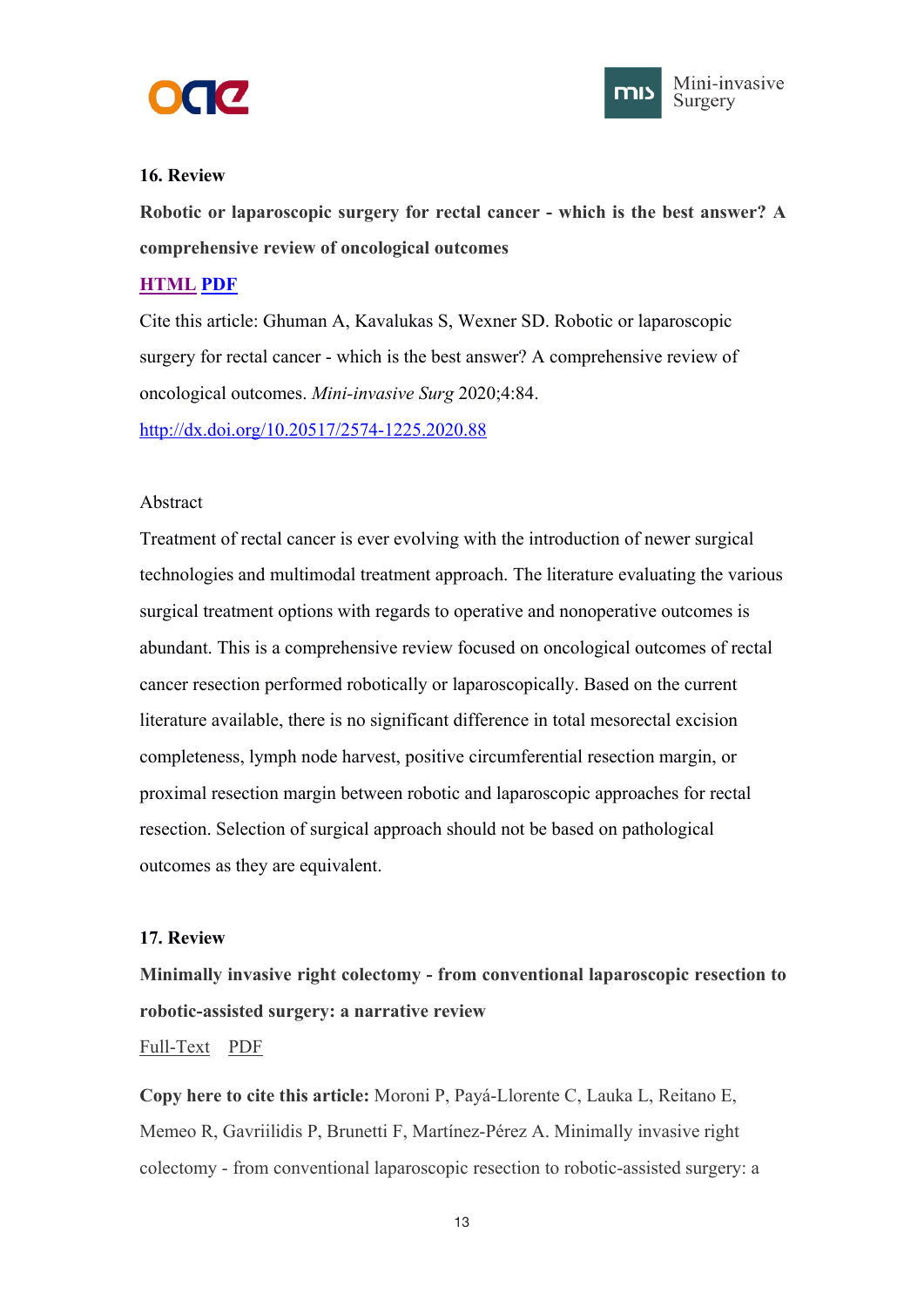**16. Review**

**Robotic or laparoscopic surgery for rectal cancer - which is the best answer? A comprehensive review of oncological outcomes**

HTML PDF

Cite this article: Ghuman A, Kavalukas S, Wexner SD. Robotic or laparoscopic surgery for rectal cancer - which is the best answer? A comprehensive review of oncological outcomes. *Mini-invasive Surg* 2020;4:84.

http://dx.doi.org/10.20517/2574-1225.2020.88

Abstract

Treatment of rectal cancer is ever evolving with the introduction of newer surgical technologies and multimodal treatment approach. The literature evaluating the various surgical treatment options with regards to operative and nonoperative outcomes is abundant. This is a comprehensive review focused on oncological outcomes of rectal cancer resection performed robotically or laparoscopically. Based on the current literature available, there is no significant difference in total mesorectal excision completeness, lymph node harvest, positive circumferential resection margin, or proximal resection margin between robotic and laparoscopic approaches for rectal resection. Selection of surgical approach should not be based on pathological outcomes as they are equivalent.

**17. Review**

**Minimally invasive right colectomy - from conventional laparoscopic resection to robotic-assisted surgery: a narrative review**

Full-Text PDF

**Copy here to cite this article:** Moroni P, Payá-Llorente C, Lauka L, Reitano E, Memeo R, Gavriilidis P, Brunetti F, Martínez-Pérez A. Minimally invasive right colectomy - from conventional laparoscopic resection to robotic-assisted surgery: a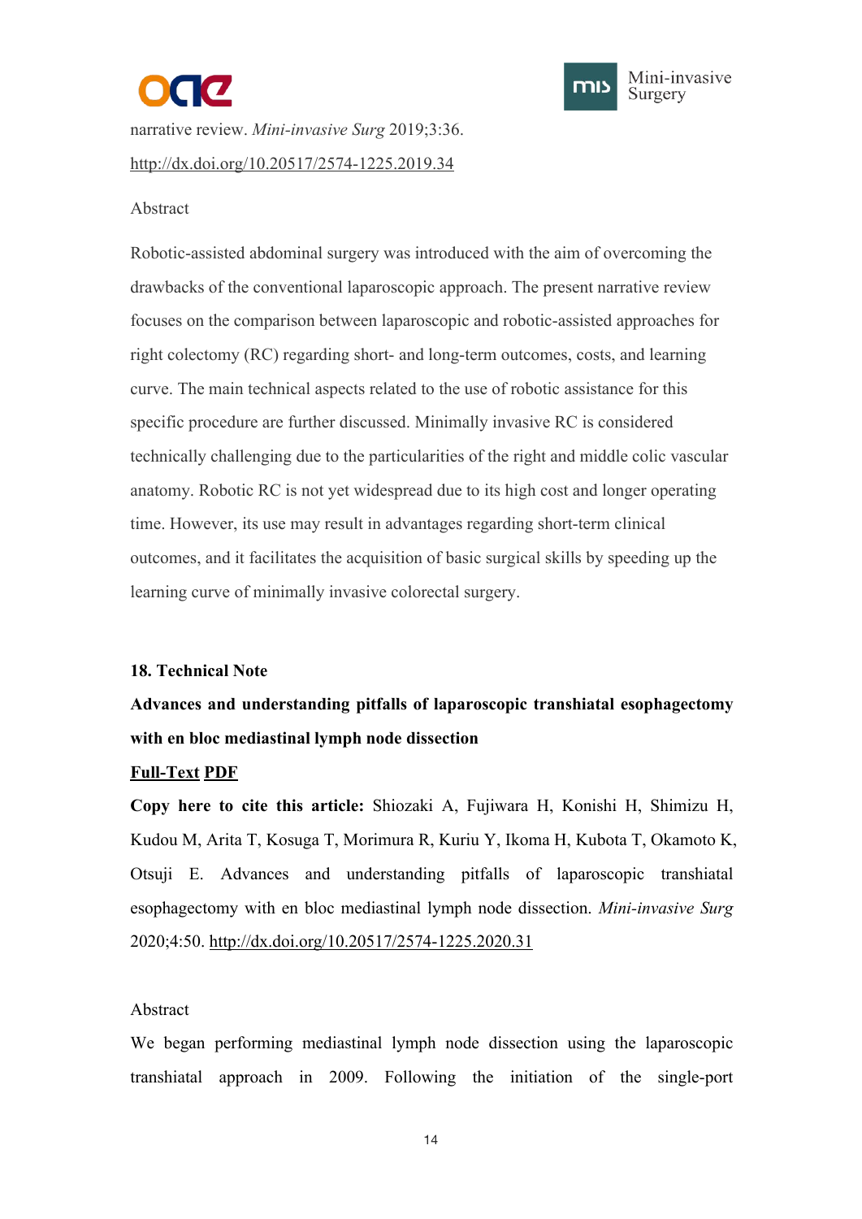narrative review. *Mini-invasive Surg* 2019;3:36.
http://dx.doi.org/10.20517/2574-1225.2019.34

Abstract

Robotic-assisted abdominal surgery was introduced with the aim of overcoming the drawbacks of the conventional laparoscopic approach. The present narrative review focuses on the comparison between laparoscopic and robotic-assisted approaches for right colectomy (RC) regarding short- and long-term outcomes, costs, and learning curve. The main technical aspects related to the use of robotic assistance for this specific procedure are further discussed. Minimally invasive RC is considered technically challenging due to the particularities of the right and middle colic vascular anatomy. Robotic RC is not yet widespread due to its high cost and longer operating time. However, its use may result in advantages regarding short-term clinical outcomes, and it facilitates the acquisition of basic surgical skills by speeding up the learning curve of minimally invasive colorectal surgery.

**18. Technical Note**

**Advances and understanding pitfalls of laparoscopic transhiatal esophagectomy with en bloc mediastinal lymph node dissection**

**Full-Text PDF**

**Copy here to cite this article:** Shiozaki A, Fujiwara H, Konishi H, Shimizu H, Kudou M, Arita T, Kosuga T, Morimura R, Kuriu Y, Ikoma H, Kubota T, Okamoto K, Otsuji E. Advances and understanding pitfalls of laparoscopic transhiatal esophagectomy with en bloc mediastinal lymph node dissection. *Mini-invasive Surg* 2020;4:50. http://dx.doi.org/10.20517/2574-1225.2020.31

Abstract

We began performing mediastinal lymph node dissection using the laparoscopic transhiatal approach in 2009. Following the initiation of the single-port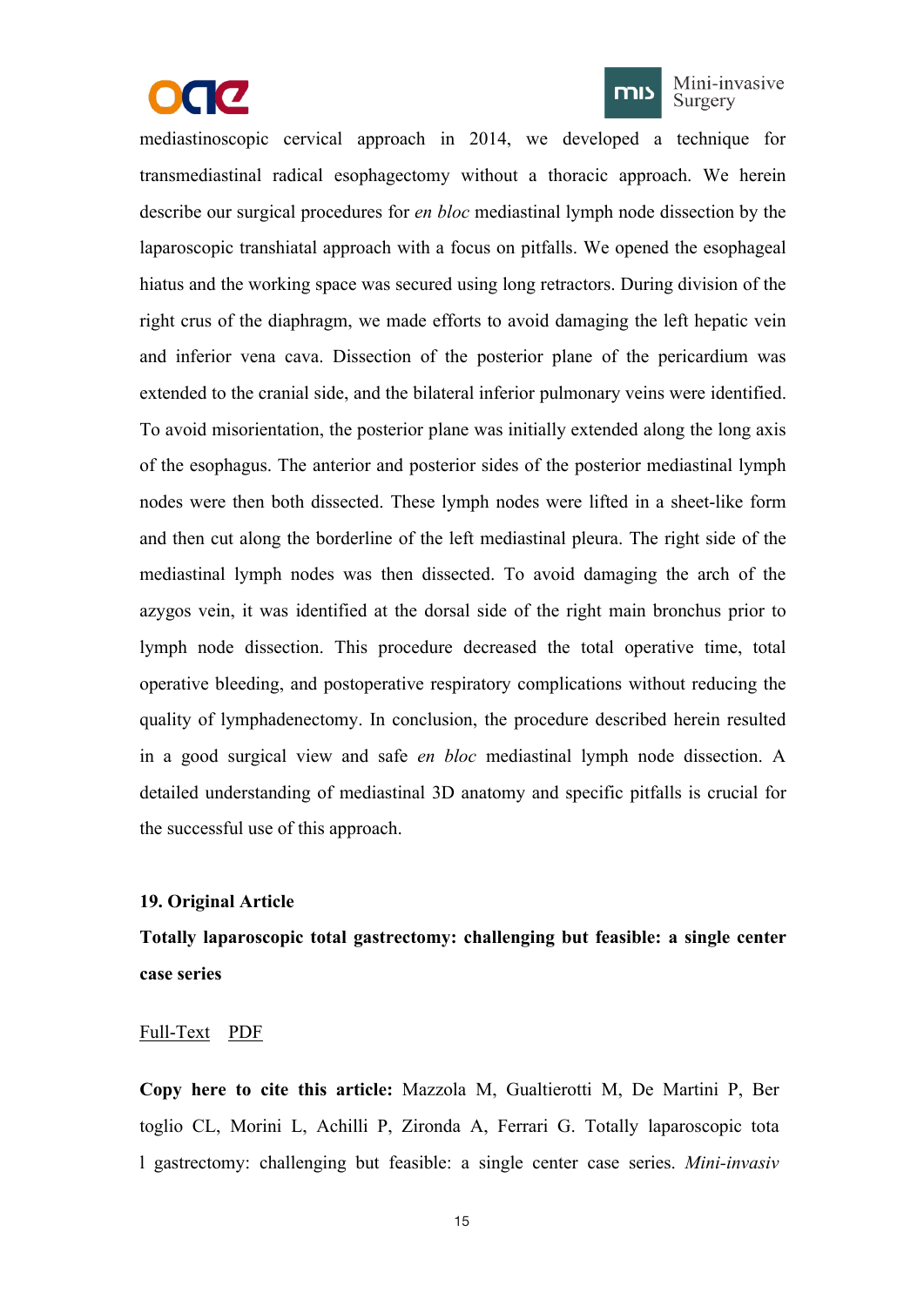mediastinoscopic cervical approach in 2014, we developed a technique for transmediastinal radical esophagectomy without a thoracic approach. We herein describe our surgical procedures for *en bloc* mediastinal lymph node dissection by the laparoscopic transhiatal approach with a focus on pitfalls. We opened the esophageal hiatus and the working space was secured using long retractors. During division of the right crus of the diaphragm, we made efforts to avoid damaging the left hepatic vein and inferior vena cava. Dissection of the posterior plane of the pericardium was extended to the cranial side, and the bilateral inferior pulmonary veins were identified. To avoid misorientation, the posterior plane was initially extended along the long axis of the esophagus. The anterior and posterior sides of the posterior mediastinal lymph nodes were then both dissected. These lymph nodes were lifted in a sheet-like form and then cut along the borderline of the left mediastinal pleura. The right side of the mediastinal lymph nodes was then dissected. To avoid damaging the arch of the azygos vein, it was identified at the dorsal side of the right main bronchus prior to lymph node dissection. This procedure decreased the total operative time, total operative bleeding, and postoperative respiratory complications without reducing the quality of lymphadenectomy. In conclusion, the procedure described herein resulted in a good surgical view and safe *en bloc* mediastinal lymph node dissection. A detailed understanding of mediastinal 3D anatomy and specific pitfalls is crucial for the successful use of this approach.

**19. Original Article**

**Totally laparoscopic total gastrectomy: challenging but feasible: a single center case series**

Full-Text  PDF

**Copy here to cite this article:** Mazzola M, Gualtierotti M, De Martini P, Ber toglio CL, Morini L, Achilli P, Zironda A, Ferrari G. Totally laparoscopic tota l gastrectomy: challenging but feasible: a single center case series. *Mini-invasiv*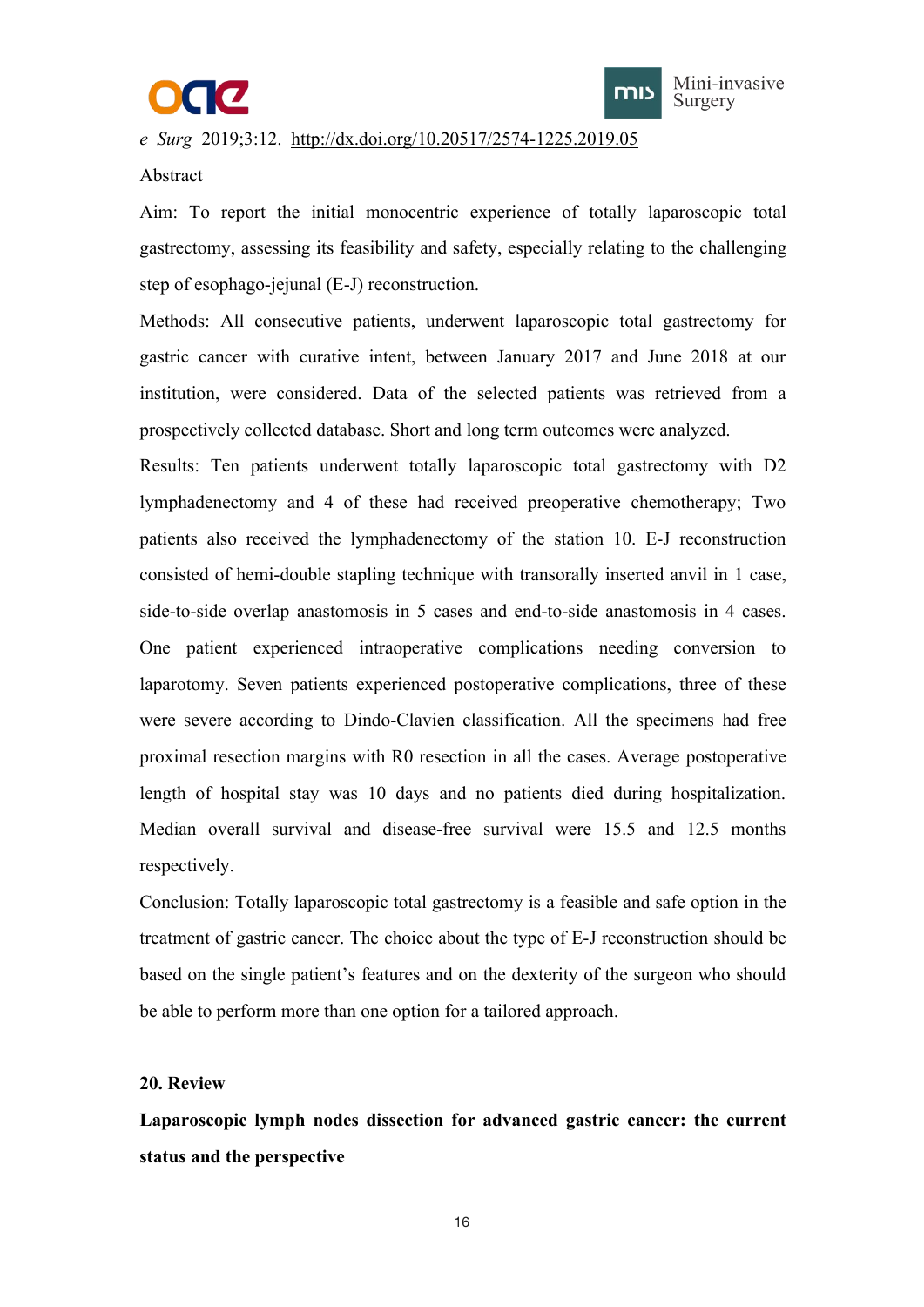*e Surg* 2019;3:12. http://dx.doi.org/10.20517/2574-1225.2019.05

Abstract

Aim: To report the initial monocentric experience of totally laparoscopic total gastrectomy, assessing its feasibility and safety, especially relating to the challenging step of esophago-jejunal (E-J) reconstruction.

Methods: All consecutive patients, underwent laparoscopic total gastrectomy for gastric cancer with curative intent, between January 2017 and June 2018 at our institution, were considered. Data of the selected patients was retrieved from a prospectively collected database. Short and long term outcomes were analyzed.

Results: Ten patients underwent totally laparoscopic total gastrectomy with D2 lymphadenectomy and 4 of these had received preoperative chemotherapy; Two patients also received the lymphadenectomy of the station 10. E-J reconstruction consisted of hemi-double stapling technique with transorally inserted anvil in 1 case, side-to-side overlap anastomosis in 5 cases and end-to-side anastomosis in 4 cases. One patient experienced intraoperative complications needing conversion to laparotomy. Seven patients experienced postoperative complications, three of these were severe according to Dindo-Clavien classification. All the specimens had free proximal resection margins with R0 resection in all the cases. Average postoperative length of hospital stay was 10 days and no patients died during hospitalization. Median overall survival and disease-free survival were 15.5 and 12.5 months respectively.

Conclusion: Totally laparoscopic total gastrectomy is a feasible and safe option in the treatment of gastric cancer. The choice about the type of E-J reconstruction should be based on the single patient's features and on the dexterity of the surgeon who should be able to perform more than one option for a tailored approach.

**20. Review**

**Laparoscopic lymph nodes dissection for advanced gastric cancer: the current status and the perspective**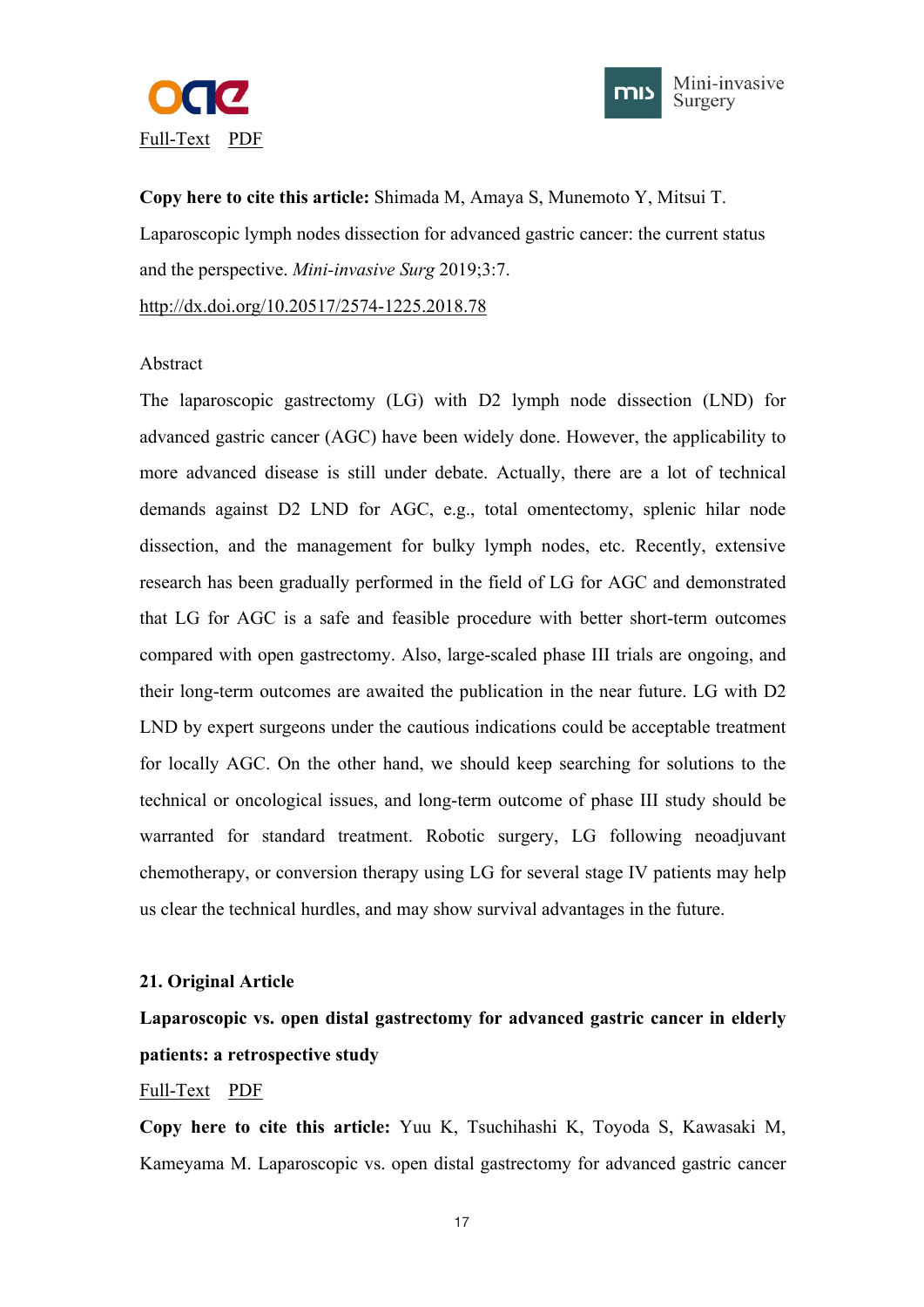Full-Text PDF

**Copy here to cite this article:** Shimada M, Amaya S, Munemoto Y, Mitsui T. Laparoscopic lymph nodes dissection for advanced gastric cancer: the current status and the perspective. *Mini-invasive Surg* 2019;3:7. http://dx.doi.org/10.20517/2574-1225.2018.78

Abstract

The laparoscopic gastrectomy (LG) with D2 lymph node dissection (LND) for advanced gastric cancer (AGC) have been widely done. However, the applicability to more advanced disease is still under debate. Actually, there are a lot of technical demands against D2 LND for AGC, e.g., total omentectomy, splenic hilar node dissection, and the management for bulky lymph nodes, etc. Recently, extensive research has been gradually performed in the field of LG for AGC and demonstrated that LG for AGC is a safe and feasible procedure with better short-term outcomes compared with open gastrectomy. Also, large-scaled phase III trials are ongoing, and their long-term outcomes are awaited the publication in the near future. LG with D2 LND by expert surgeons under the cautious indications could be acceptable treatment for locally AGC. On the other hand, we should keep searching for solutions to the technical or oncological issues, and long-term outcome of phase III study should be warranted for standard treatment. Robotic surgery, LG following neoadjuvant chemotherapy, or conversion therapy using LG for several stage IV patients may help us clear the technical hurdles, and may show survival advantages in the future.

**21. Original Article**

**Laparoscopic vs. open distal gastrectomy for advanced gastric cancer in elderly patients: a retrospective study**

Full-Text PDF

**Copy here to cite this article:** Yuu K, Tsuchihashi K, Toyoda S, Kawasaki M, Kameyama M. Laparoscopic vs. open distal gastrectomy for advanced gastric cancer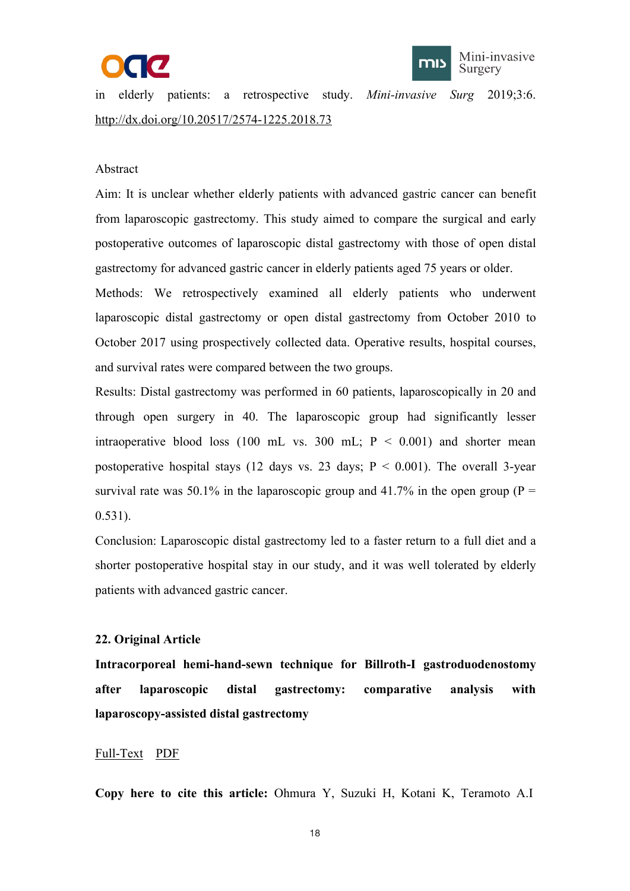in elderly patients: a retrospective study. *Mini-invasive Surg* 2019;3:6. http://dx.doi.org/10.20517/2574-1225.2018.73

Abstract

Aim: It is unclear whether elderly patients with advanced gastric cancer can benefit from laparoscopic gastrectomy. This study aimed to compare the surgical and early postoperative outcomes of laparoscopic distal gastrectomy with those of open distal gastrectomy for advanced gastric cancer in elderly patients aged 75 years or older.

Methods: We retrospectively examined all elderly patients who underwent laparoscopic distal gastrectomy or open distal gastrectomy from October 2010 to October 2017 using prospectively collected data. Operative results, hospital courses, and survival rates were compared between the two groups.

Results: Distal gastrectomy was performed in 60 patients, laparoscopically in 20 and through open surgery in 40. The laparoscopic group had significantly lesser intraoperative blood loss (100 mL vs. 300 mL; $P < 0.001$) and shorter mean postoperative hospital stays (12 days vs. 23 days; $P < 0.001$). The overall 3-year survival rate was 50.1% in the laparoscopic group and 41.7% in the open group ($P = 0.531$).

Conclusion: Laparoscopic distal gastrectomy led to a faster return to a full diet and a shorter postoperative hospital stay in our study, and it was well tolerated by elderly patients with advanced gastric cancer.

**22. Original Article**

**Intracorporeal hemi-hand-sewn technique for Billroth-I gastroduodenostomy after laparoscopic distal gastrectomy: comparative analysis with laparoscopy-assisted distal gastrectomy**

Full-Text PDF

**Copy here to cite this article:** Ohmura Y, Suzuki H, Kotani K, Teramoto A.I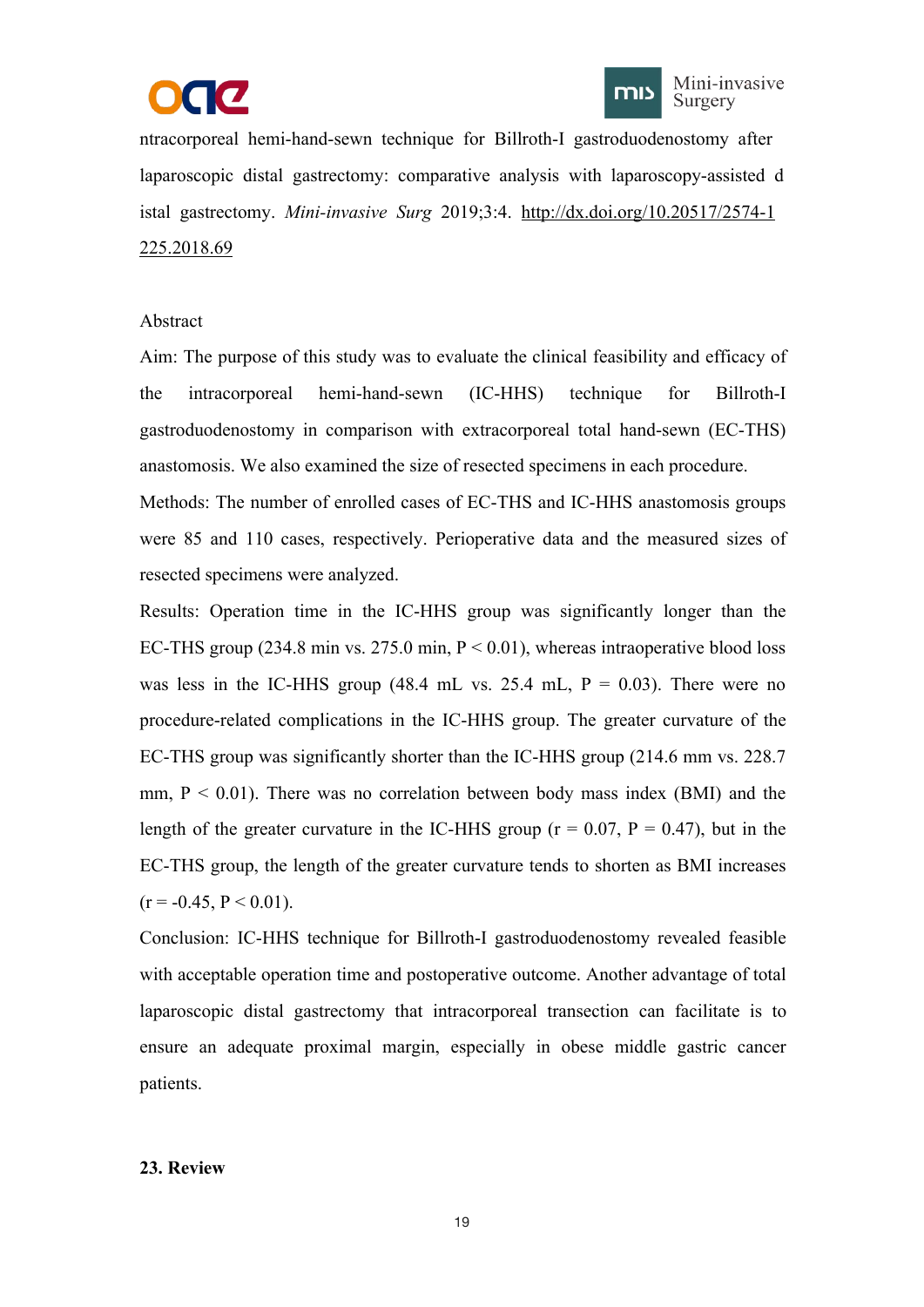ntracorporeal hemi-hand-sewn technique for Billroth-I gastroduodenostomy after laparoscopic distal gastrectomy: comparative analysis with laparoscopy-assisted d istal gastrectomy. *Mini-invasive Surg* 2019;3:4. http://dx.doi.org/10.20517/2574-1 225.2018.69

Abstract

Aim: The purpose of this study was to evaluate the clinical feasibility and efficacy of the intracorporeal hemi-hand-sewn (IC-HHS) technique for Billroth-I gastroduodenostomy in comparison with extracorporeal total hand-sewn (EC-THS) anastomosis. We also examined the size of resected specimens in each procedure.

Methods: The number of enrolled cases of EC-THS and IC-HHS anastomosis groups were 85 and 110 cases, respectively. Perioperative data and the measured sizes of resected specimens were analyzed.

Results: Operation time in the IC-HHS group was significantly longer than the EC-THS group (234.8 min vs. 275.0 min, $P < 0.01$), whereas intraoperative blood loss was less in the IC-HHS group (48.4 mL vs. 25.4 mL, $P = 0.03$). There were no procedure-related complications in the IC-HHS group. The greater curvature of the EC-THS group was significantly shorter than the IC-HHS group (214.6 mm vs. 228.7 mm, $P < 0.01$). There was no correlation between body mass index (BMI) and the length of the greater curvature in the IC-HHS group ($r = 0.07$, $P = 0.47$), but in the EC-THS group, the length of the greater curvature tends to shorten as BMI increases ($r = -0.45$, $P < 0.01$).

Conclusion: IC-HHS technique for Billroth-I gastroduodenostomy revealed feasible with acceptable operation time and postoperative outcome. Another advantage of total laparoscopic distal gastrectomy that intracorporeal transection can facilitate is to ensure an adequate proximal margin, especially in obese middle gastric cancer patients.

**23. Review**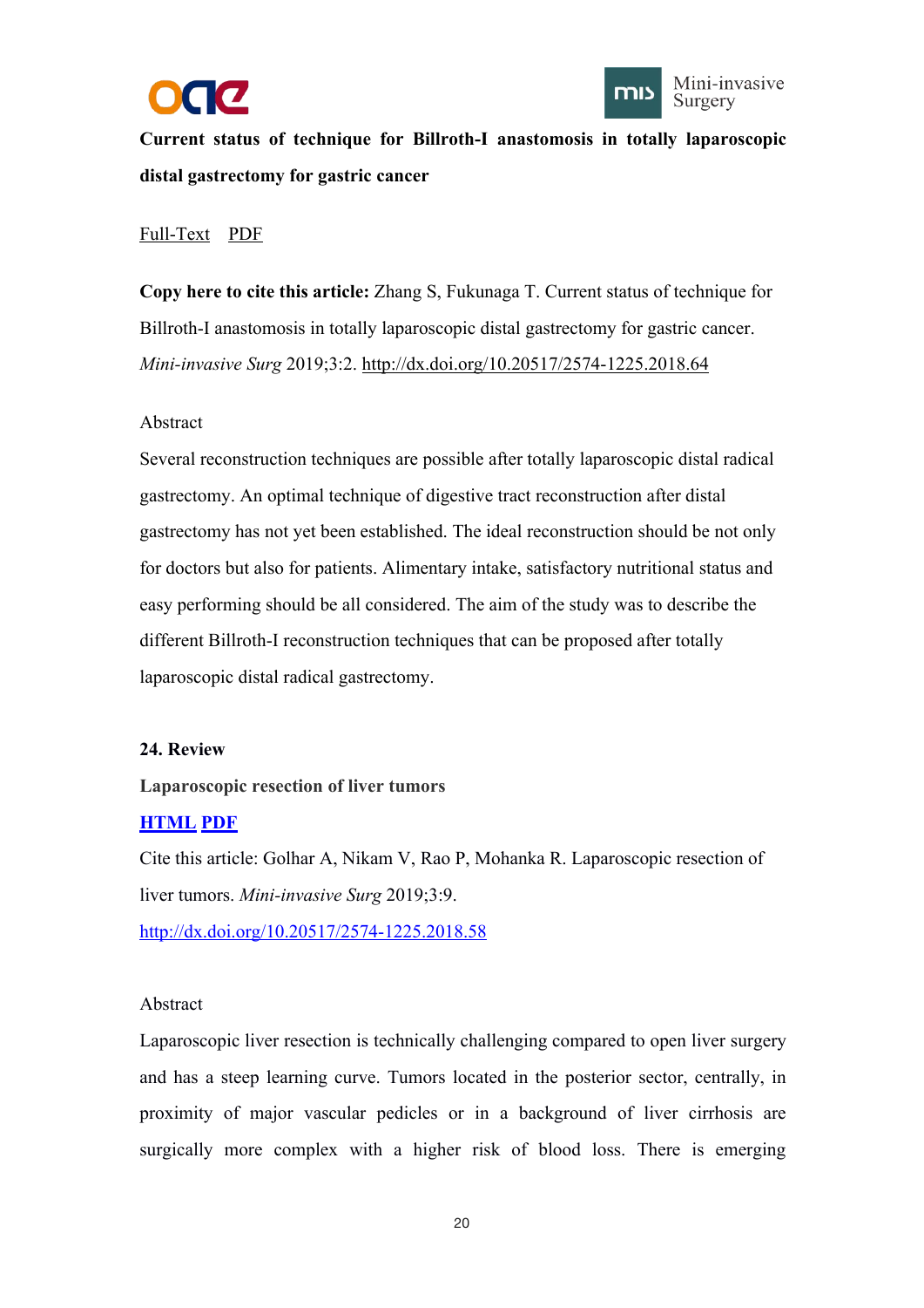**Current status of technique for Billroth-I anastomosis in totally laparoscopic distal gastrectomy for gastric cancer**

Full-Text PDF

**Copy here to cite this article:** Zhang S, Fukunaga T. Current status of technique for Billroth-I anastomosis in totally laparoscopic distal gastrectomy for gastric cancer. *Mini-invasive Surg* 2019;3:2. http://dx.doi.org/10.20517/2574-1225.2018.64

Abstract

Several reconstruction techniques are possible after totally laparoscopic distal radical gastrectomy. An optimal technique of digestive tract reconstruction after distal gastrectomy has not yet been established. The ideal reconstruction should be not only for doctors but also for patients. Alimentary intake, satisfactory nutritional status and easy performing should be all considered. The aim of the study was to describe the different Billroth-I reconstruction techniques that can be proposed after totally laparoscopic distal radical gastrectomy.

**24. Review**

**Laparoscopic resection of liver tumors**

**HTML PDF**

Cite this article: Golhar A, Nikam V, Rao P, Mohanka R. Laparoscopic resection of liver tumors. *Mini-invasive Surg* 2019;3:9.

http://dx.doi.org/10.20517/2574-1225.2018.58

Abstract

Laparoscopic liver resection is technically challenging compared to open liver surgery and has a steep learning curve. Tumors located in the posterior sector, centrally, in proximity of major vascular pedicles or in a background of liver cirrhosis are surgically more complex with a higher risk of blood loss. There is emerging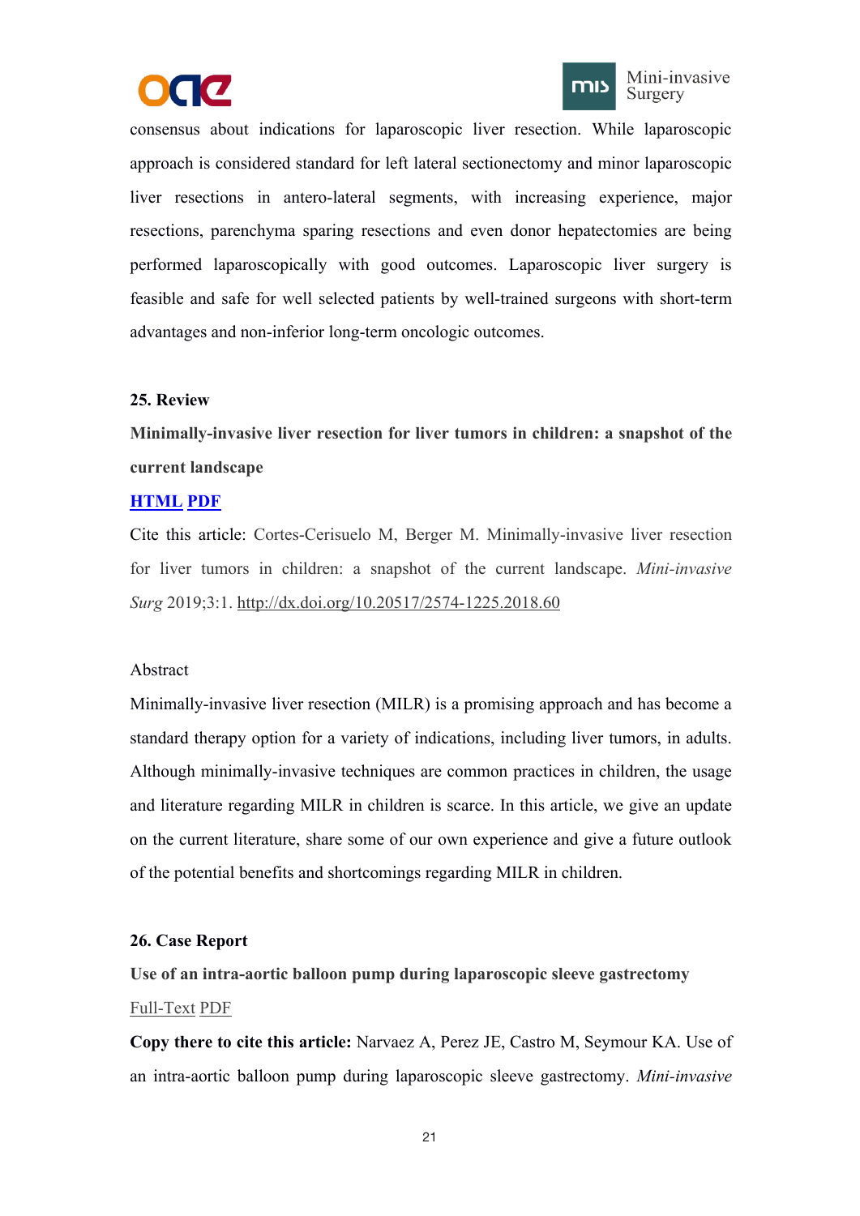consensus about indications for laparoscopic liver resection. While laparoscopic approach is considered standard for left lateral sectionectomy and minor laparoscopic liver resections in antero-lateral segments, with increasing experience, major resections, parenchyma sparing resections and even donor hepatectomies are being performed laparoscopically with good outcomes. Laparoscopic liver surgery is feasible and safe for well selected patients by well-trained surgeons with short-term advantages and non-inferior long-term oncologic outcomes.

**25. Review**

**Minimally-invasive liver resection for liver tumors in children: a snapshot of the current landscape**

**HTML** **PDF**

Cite this article: Cortes-Cerisuelo M, Berger M. Minimally-invasive liver resection for liver tumors in children: a snapshot of the current landscape. *Mini-invasive Surg* 2019;3:1. http://dx.doi.org/10.20517/2574-1225.2018.60

Abstract

Minimally-invasive liver resection (MILR) is a promising approach and has become a standard therapy option for a variety of indications, including liver tumors, in adults. Although minimally-invasive techniques are common practices in children, the usage and literature regarding MILR in children is scarce. In this article, we give an update on the current literature, share some of our own experience and give a future outlook of the potential benefits and shortcomings regarding MILR in children.

**26. Case Report**

**Use of an intra-aortic balloon pump during laparoscopic sleeve gastrectomy**

Full-Text PDF

**Copy there to cite this article:** Narvaez A, Perez JE, Castro M, Seymour KA. Use of an intra-aortic balloon pump during laparoscopic sleeve gastrectomy. *Mini-invasive*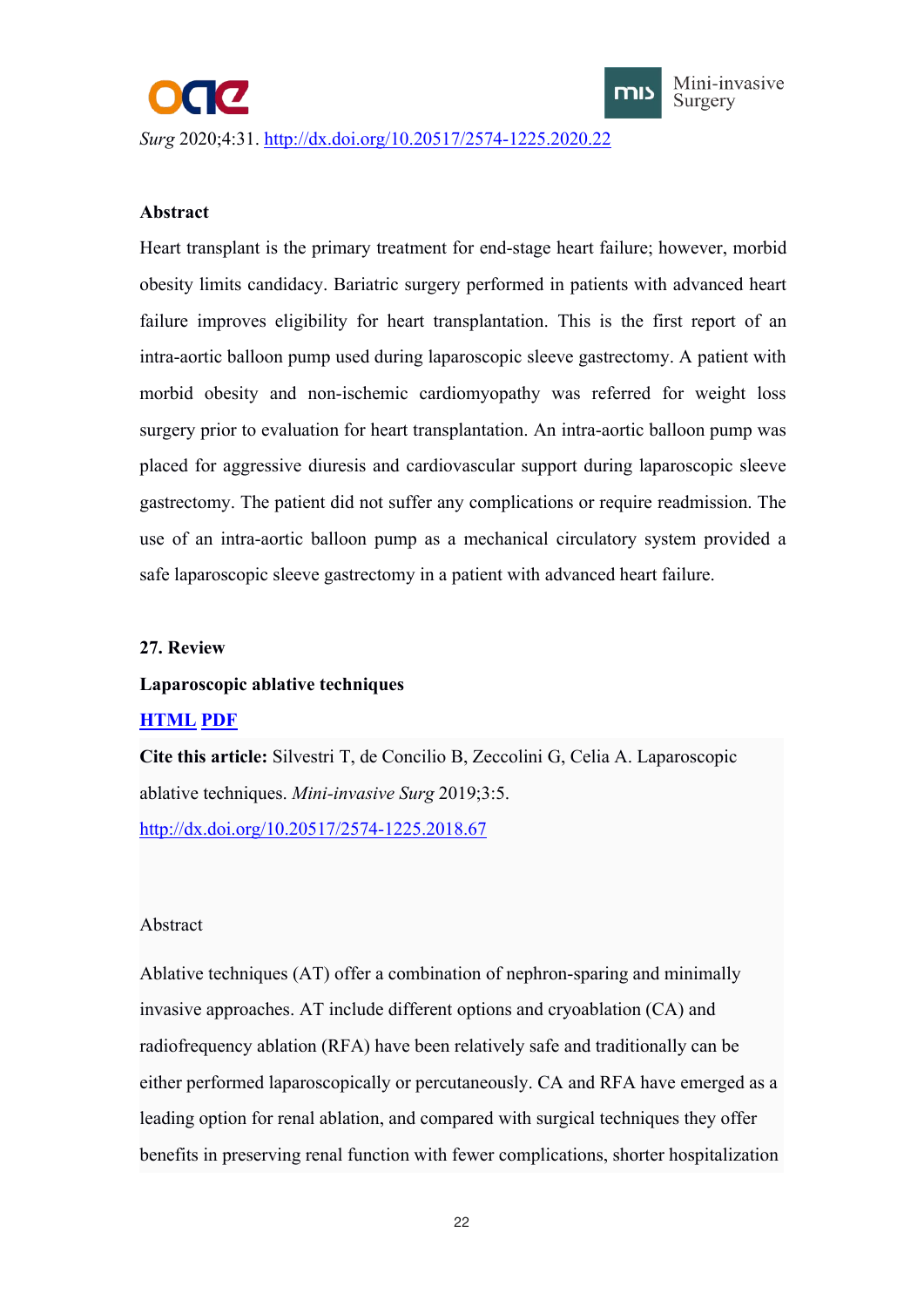*Surg* 2020;4:31. http://dx.doi.org/10.20517/2574-1225.2020.22

**Abstract**

Heart transplant is the primary treatment for end-stage heart failure; however, morbid obesity limits candidacy. Bariatric surgery performed in patients with advanced heart failure improves eligibility for heart transplantation. This is the first report of an intra-aortic balloon pump used during laparoscopic sleeve gastrectomy. A patient with morbid obesity and non-ischemic cardiomyopathy was referred for weight loss surgery prior to evaluation for heart transplantation. An intra-aortic balloon pump was placed for aggressive diuresis and cardiovascular support during laparoscopic sleeve gastrectomy. The patient did not suffer any complications or require readmission. The use of an intra-aortic balloon pump as a mechanical circulatory system provided a safe laparoscopic sleeve gastrectomy in a patient with advanced heart failure.

**27. Review**

**Laparoscopic ablative techniques**

**HTML PDF**

**Cite this article:** Silvestri T, de Concilio B, Zeccolini G, Celia A. Laparoscopic ablative techniques. *Mini-invasive Surg* 2019;3:5. http://dx.doi.org/10.20517/2574-1225.2018.67

Abstract

Ablative techniques (AT) offer a combination of nephron-sparing and minimally invasive approaches. AT include different options and cryoablation (CA) and radiofrequency ablation (RFA) have been relatively safe and traditionally can be either performed laparoscopically or percutaneously. CA and RFA have emerged as a leading option for renal ablation, and compared with surgical techniques they offer benefits in preserving renal function with fewer complications, shorter hospitalization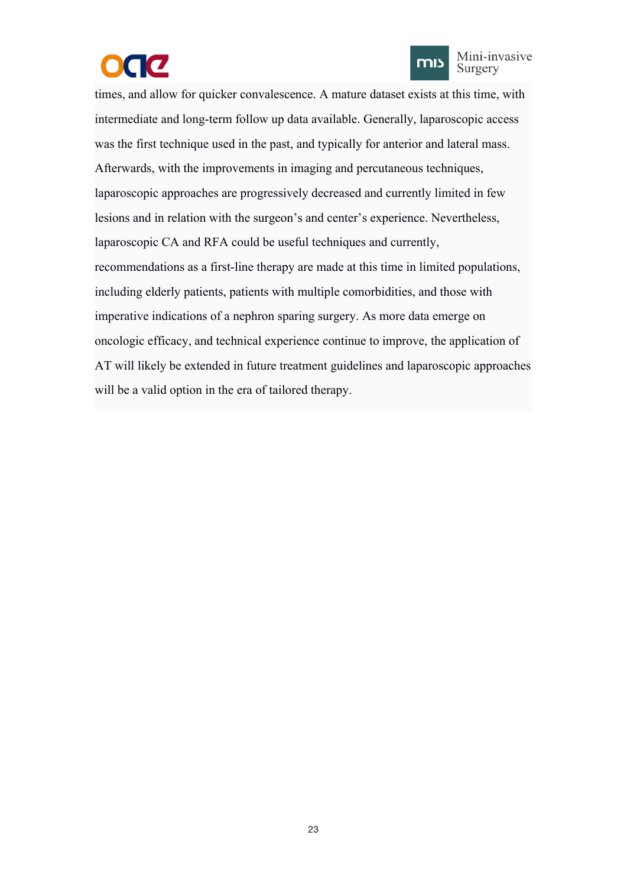times, and allow for quicker convalescence. A mature dataset exists at this time, with intermediate and long-term follow up data available. Generally, laparoscopic access was the first technique used in the past, and typically for anterior and lateral mass. Afterwards, with the improvements in imaging and percutaneous techniques, laparoscopic approaches are progressively decreased and currently limited in few lesions and in relation with the surgeon's and center's experience. Nevertheless, laparoscopic CA and RFA could be useful techniques and currently, recommendations as a first-line therapy are made at this time in limited populations, including elderly patients, patients with multiple comorbidities, and those with imperative indications of a nephron sparing surgery. As more data emerge on oncologic efficacy, and technical experience continue to improve, the application of AT will likely be extended in future treatment guidelines and laparoscopic approaches will be a valid option in the era of tailored therapy.